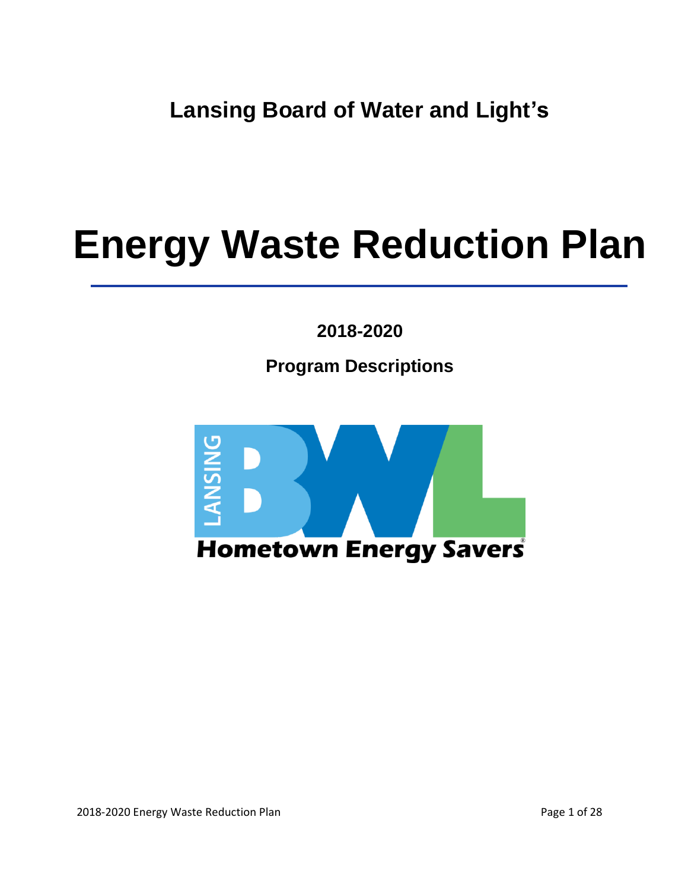**Lansing Board of Water and Light's**

# Energy Waste Reduction Plan

**2018-2020**

**Program Descriptions**

LANSING BWL

**Hometown Energy Savers**®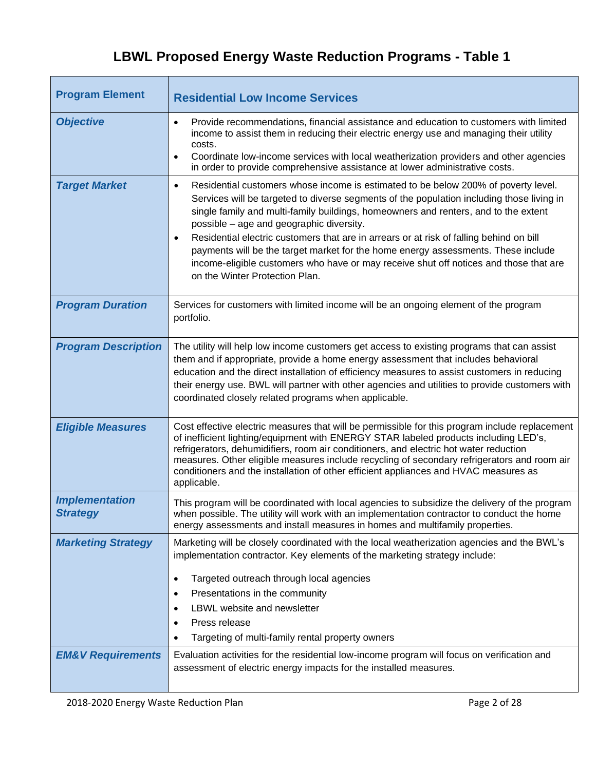# LBWL Proposed Energy Waste Reduction Programs - Table 1

| **Program Element** | **Residential Low Income Services** |
| --- | --- |
| ***Objective*** | • Provide recommendations, financial assistance and education to customers with limited income to assist them in reducing their electric energy use and managing their utility costs.<br>• Coordinate low-income services with local weatherization providers and other agencies in order to provide comprehensive assistance at lower administrative costs. |
| ***Target Market*** | • Residential customers whose income is estimated to be below 200% of poverty level. Services will be targeted to diverse segments of the population including those living in single family and multi-family buildings, homeowners and renters, and to the extent possible – age and geographic diversity.<br>• Residential electric customers that are in arrears or at risk of falling behind on bill payments will be the target market for the home energy assessments. These include income-eligible customers who have or may receive shut off notices and those that are on the Winter Protection Plan. |
| ***Program Duration*** | Services for customers with limited income will be an ongoing element of the program portfolio. |
| ***Program Description*** | The utility will help low income customers get access to existing programs that can assist them and if appropriate, provide a home energy assessment that includes behavioral education and the direct installation of efficiency measures to assist customers in reducing their energy use. BWL will partner with other agencies and utilities to provide customers with coordinated closely related programs when applicable. |
| ***Eligible Measures*** | Cost effective electric measures that will be permissible for this program include replacement of inefficient lighting/equipment with ENERGY STAR labeled products including LED's, refrigerators, dehumidifiers, room air conditioners, and electric hot water reduction measures. Other eligible measures include recycling of secondary refrigerators and room air conditioners and the installation of other efficient appliances and HVAC measures as applicable. |
| ***Implementation Strategy*** | This program will be coordinated with local agencies to subsidize the delivery of the program when possible. The utility will work with an implementation contractor to conduct the home energy assessments and install measures in homes and multifamily properties. |
| ***Marketing Strategy*** | Marketing will be closely coordinated with the local weatherization agencies and the BWL's implementation contractor. Key elements of the marketing strategy include:<br>• Targeted outreach through local agencies<br>• Presentations in the community<br>• LBWL website and newsletter<br>• Press release<br>• Targeting of multi-family rental property owners |
| ***EM&V Requirements*** | Evaluation activities for the residential low-income program will focus on verification and assessment of electric energy impacts for the installed measures. |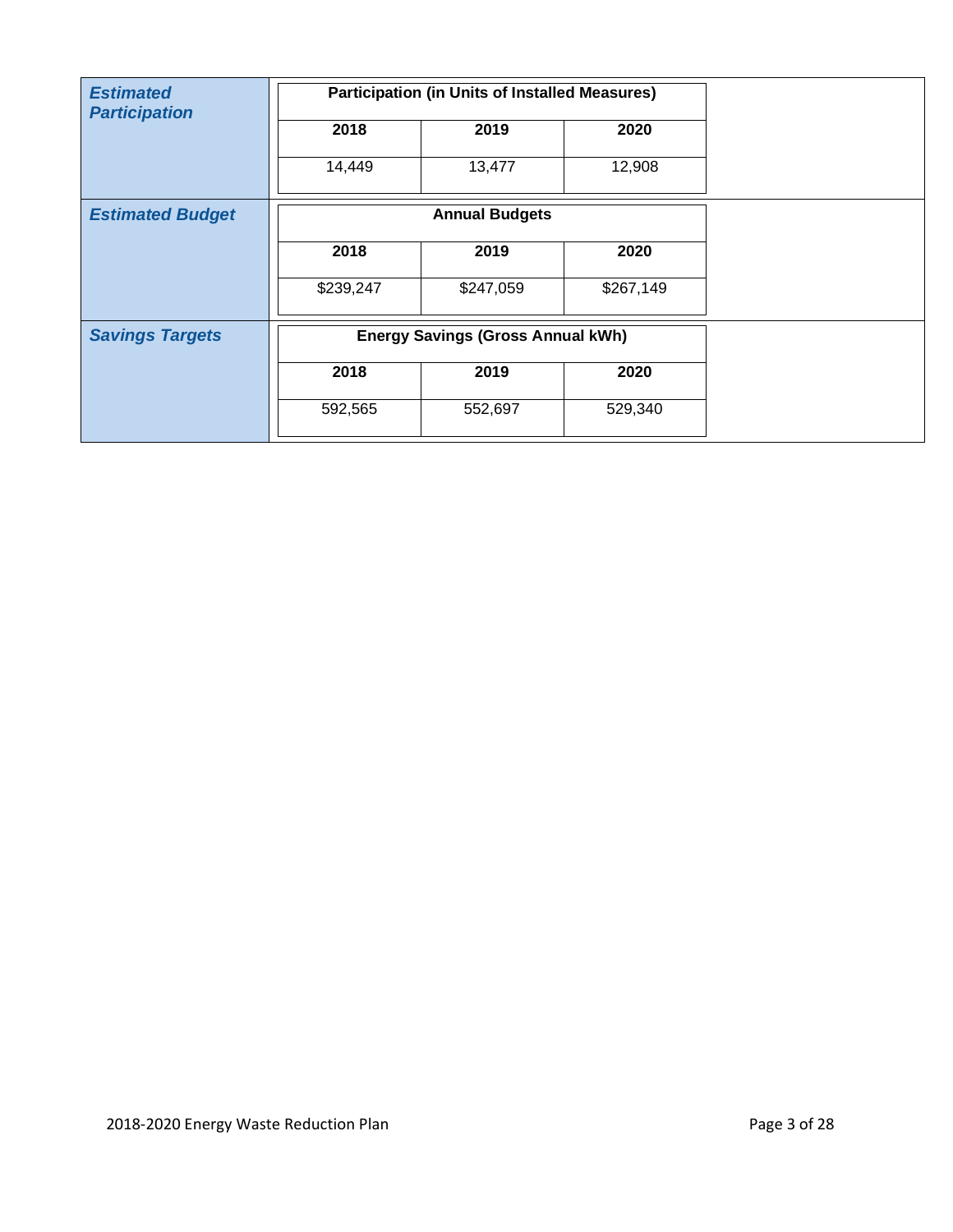| | | | |
|---|---|---|---|
| ***Estimated Participation*** | **Participation (in Units of Installed Measures)** | | |
| | **2018** | **2019** | **2020** |
| | 14,449 | 13,477 | 12,908 |
| ***Estimated Budget*** | **Annual Budgets** | | |
| | **2018** | **2019** | **2020** |
| | $239,247 | $247,059 | $267,149 |
| ***Savings Targets*** | **Energy Savings (Gross Annual kWh)** | | |
| | **2018** | **2019** | **2020** |
| | 592,565 | 552,697 | 529,340 |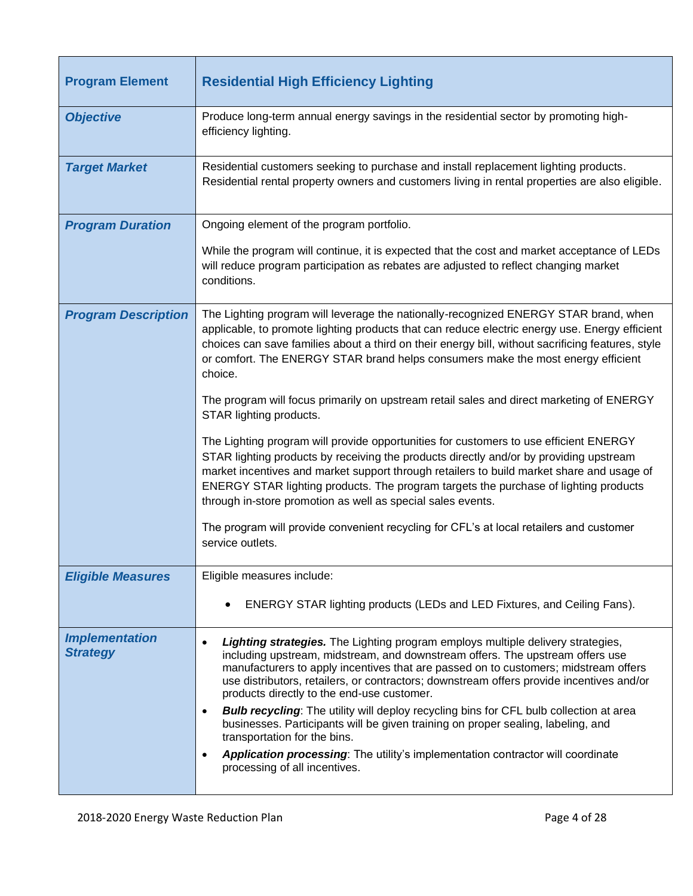| Program Element | Residential High Efficiency Lighting |
|---|---|
| ***Objective*** | Produce long-term annual energy savings in the residential sector by promoting high-efficiency lighting. |
| ***Target Market*** | Residential customers seeking to purchase and install replacement lighting products. Residential rental property owners and customers living in rental properties are also eligible. |
| ***Program Duration*** | Ongoing element of the program portfolio.<br><br>While the program will continue, it is expected that the cost and market acceptance of LEDs will reduce program participation as rebates are adjusted to reflect changing market conditions. |
| ***Program Description*** | The Lighting program will leverage the nationally-recognized ENERGY STAR brand, when applicable, to promote lighting products that can reduce electric energy use. Energy efficient choices can save families about a third on their energy bill, without sacrificing features, style or comfort. The ENERGY STAR brand helps consumers make the most energy efficient choice.<br><br>The program will focus primarily on upstream retail sales and direct marketing of ENERGY STAR lighting products.<br><br>The Lighting program will provide opportunities for customers to use efficient ENERGY STAR lighting products by receiving the products directly and/or by providing upstream market incentives and market support through retailers to build market share and usage of ENERGY STAR lighting products. The program targets the purchase of lighting products through in-store promotion as well as special sales events.<br><br>The program will provide convenient recycling for CFL's at local retailers and customer service outlets. |
| ***Eligible Measures*** | Eligible measures include:<br><br>• ENERGY STAR lighting products (LEDs and LED Fixtures, and Ceiling Fans). |
| ***Implementation Strategy*** | • ***Lighting strategies.*** The Lighting program employs multiple delivery strategies, including upstream, midstream, and downstream offers. The upstream offers use manufacturers to apply incentives that are passed on to customers; midstream offers use distributors, retailers, or contractors; downstream offers provide incentives and/or products directly to the end-use customer.<br>• ***Bulb recycling***: The utility will deploy recycling bins for CFL bulb collection at area businesses. Participants will be given training on proper sealing, labeling, and transportation for the bins.<br>• ***Application processing***: The utility's implementation contractor will coordinate processing of all incentives. |

2018-2020 Energy Waste Reduction Plan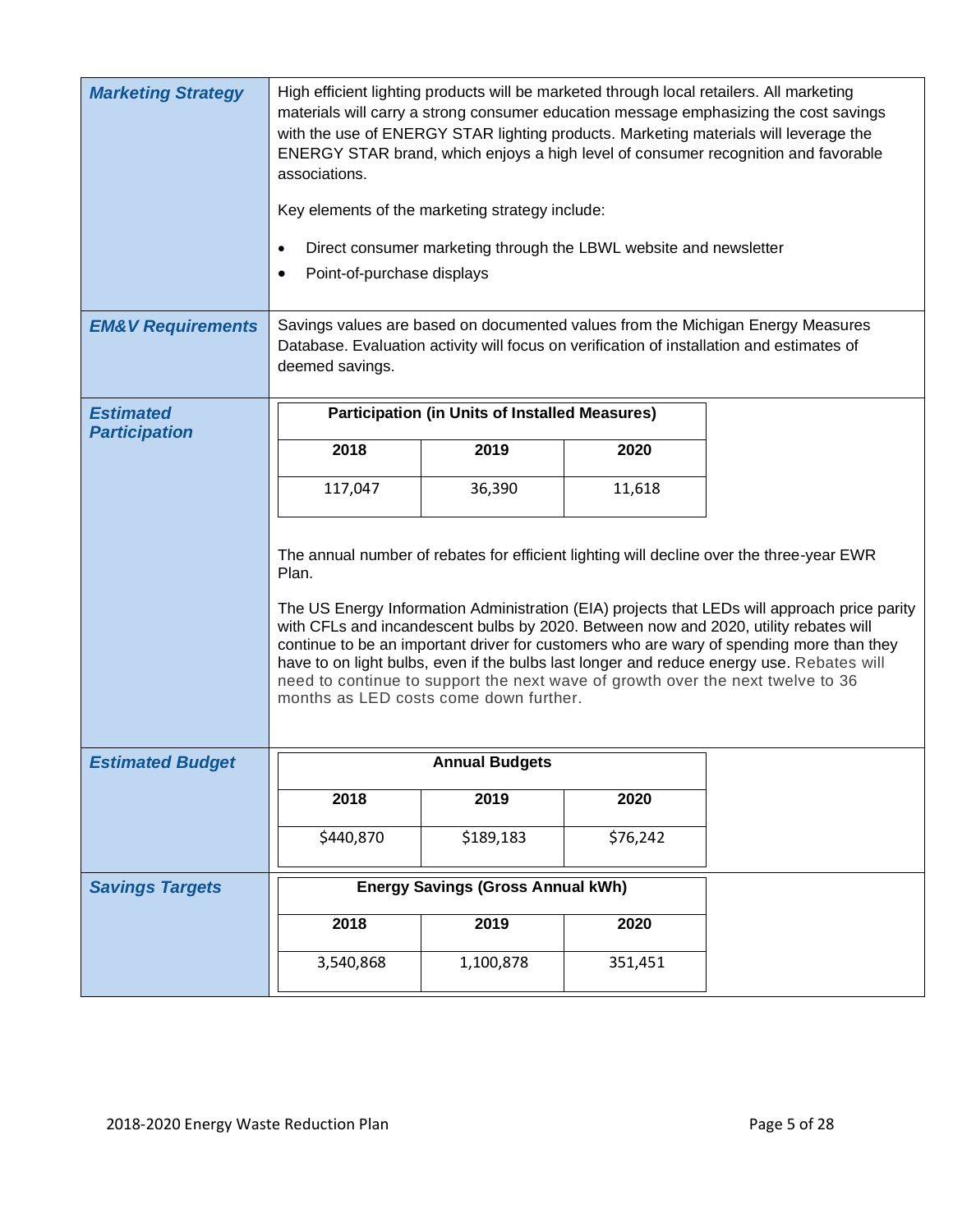| | |
|---|---|
| ***Marketing Strategy*** | High efficient lighting products will be marketed through local retailers. All marketing materials will carry a strong consumer education message emphasizing the cost savings with the use of ENERGY STAR lighting products. Marketing materials will leverage the ENERGY STAR brand, which enjoys a high level of consumer recognition and favorable associations.<br><br>Key elements of the marketing strategy include:<br><br>• Direct consumer marketing through the LBWL website and newsletter<br>• Point-of-purchase displays |
| ***EM&V Requirements*** | Savings values are based on documented values from the Michigan Energy Measures Database. Evaluation activity will focus on verification of installation and estimates of deemed savings. |
| ***Estimated Participation*** | **Participation (in Units of Installed Measures)**<br>**2018**: 117,047 — **2019**: 36,390 — **2020**: 11,618<br><br>The annual number of rebates for efficient lighting will decline over the three-year EWR Plan.<br><br>The US Energy Information Administration (EIA) projects that LEDs will approach price parity with CFLs and incandescent bulbs by 2020. Between now and 2020, utility rebates will continue to be an important driver for customers who are wary of spending more than they have to on light bulbs, even if the bulbs last longer and reduce energy use. Rebates will need to continue to support the next wave of growth over the next twelve to 36 months as LED costs come down further. |
| ***Estimated Budget*** | **Annual Budgets**<br>**2018**: \$440,870 — **2019**: \$189,183 — **2020**: \$76,242 |
| ***Savings Targets*** | **Energy Savings (Gross Annual kWh)**<br>**2018**: 3,540,868 — **2019**: 1,100,878 — **2020**: 351,451 |

**Participation (in Units of Installed Measures)**

| 2018 | 2019 | 2020 |
|---|---|---|
| 117,047 | 36,390 | 11,618 |

**Annual Budgets**

| 2018 | 2019 | 2020 |
|---|---|---|
| $440,870 | $189,183 | $76,242 |

**Energy Savings (Gross Annual kWh)**

| 2018 | 2019 | 2020 |
|---|---|---|
| 3,540,868 | 1,100,878 | 351,451 |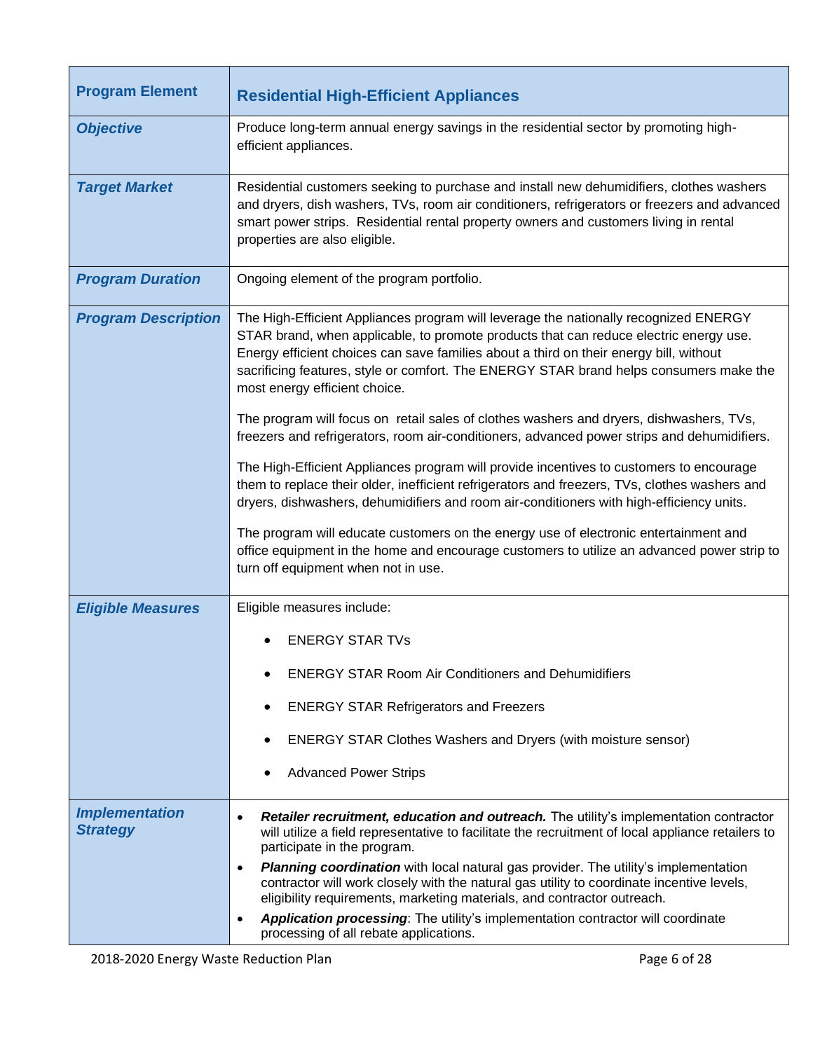| Program Element | Residential High-Efficient Appliances |
| --- | --- |
| ***Objective*** | Produce long-term annual energy savings in the residential sector by promoting high-efficient appliances. |
| ***Target Market*** | Residential customers seeking to purchase and install new dehumidifiers, clothes washers and dryers, dish washers, TVs, room air conditioners, refrigerators or freezers and advanced smart power strips. Residential rental property owners and customers living in rental properties are also eligible. |
| ***Program Duration*** | Ongoing element of the program portfolio. |
| ***Program Description*** | The High-Efficient Appliances program will leverage the nationally recognized ENERGY STAR brand, when applicable, to promote products that can reduce electric energy use. Energy efficient choices can save families about a third on their energy bill, without sacrificing features, style or comfort. The ENERGY STAR brand helps consumers make the most energy efficient choice.<br><br>The program will focus on retail sales of clothes washers and dryers, dishwashers, TVs, freezers and refrigerators, room air-conditioners, advanced power strips and dehumidifiers.<br><br>The High-Efficient Appliances program will provide incentives to customers to encourage them to replace their older, inefficient refrigerators and freezers, TVs, clothes washers and dryers, dishwashers, dehumidifiers and room air-conditioners with high-efficiency units.<br><br>The program will educate customers on the energy use of electronic entertainment and office equipment in the home and encourage customers to utilize an advanced power strip to turn off equipment when not in use. |
| ***Eligible Measures*** | Eligible measures include:<br>• ENERGY STAR TVs<br>• ENERGY STAR Room Air Conditioners and Dehumidifiers<br>• ENERGY STAR Refrigerators and Freezers<br>• ENERGY STAR Clothes Washers and Dryers (with moisture sensor)<br>• Advanced Power Strips |
| ***Implementation Strategy*** | • ***Retailer recruitment, education and outreach.*** The utility's implementation contractor will utilize a field representative to facilitate the recruitment of local appliance retailers to participate in the program.<br>• ***Planning coordination*** with local natural gas provider. The utility's implementation contractor will work closely with the natural gas utility to coordinate incentive levels, eligibility requirements, marketing materials, and contractor outreach.<br>• ***Application processing***: The utility's implementation contractor will coordinate processing of all rebate applications. |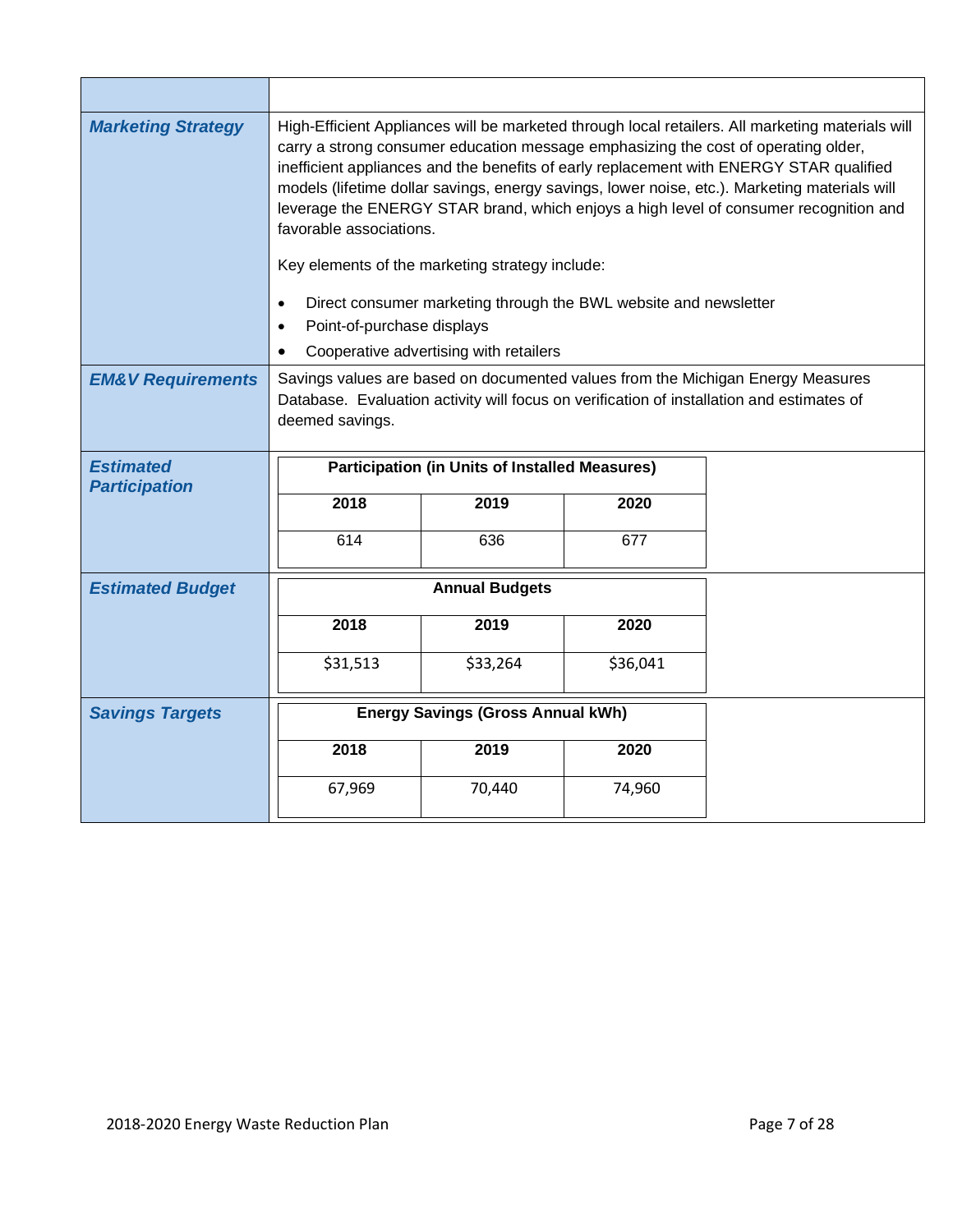| | |
|---|---|
| **Marketing Strategy** | High-Efficient Appliances will be marketed through local retailers. All marketing materials will carry a strong consumer education message emphasizing the cost of operating older, inefficient appliances and the benefits of early replacement with ENERGY STAR qualified models (lifetime dollar savings, energy savings, lower noise, etc.). Marketing materials will leverage the ENERGY STAR brand, which enjoys a high level of consumer recognition and favorable associations.<br><br>Key elements of the marketing strategy include:<br><br>• Direct consumer marketing through the BWL website and newsletter<br>• Point-of-purchase displays<br>• Cooperative advertising with retailers |
| **EM&V Requirements** | Savings values are based on documented values from the Michigan Energy Measures Database. Evaluation activity will focus on verification of installation and estimates of deemed savings. |

**Estimated Participation**

| Participation (in Units of Installed Measures) | | |
|---|---|---|
| 2018 | 2019 | 2020 |
| 614 | 636 | 677 |

**Estimated Budget**

| Annual Budgets | | |
|---|---|---|
| 2018 | 2019 | 2020 |
| $31,513 | $33,264 | $36,041 |

**Savings Targets**

| Energy Savings (Gross Annual kWh) | | |
|---|---|---|
| 2018 | 2019 | 2020 |
| 67,969 | 70,440 | 74,960 |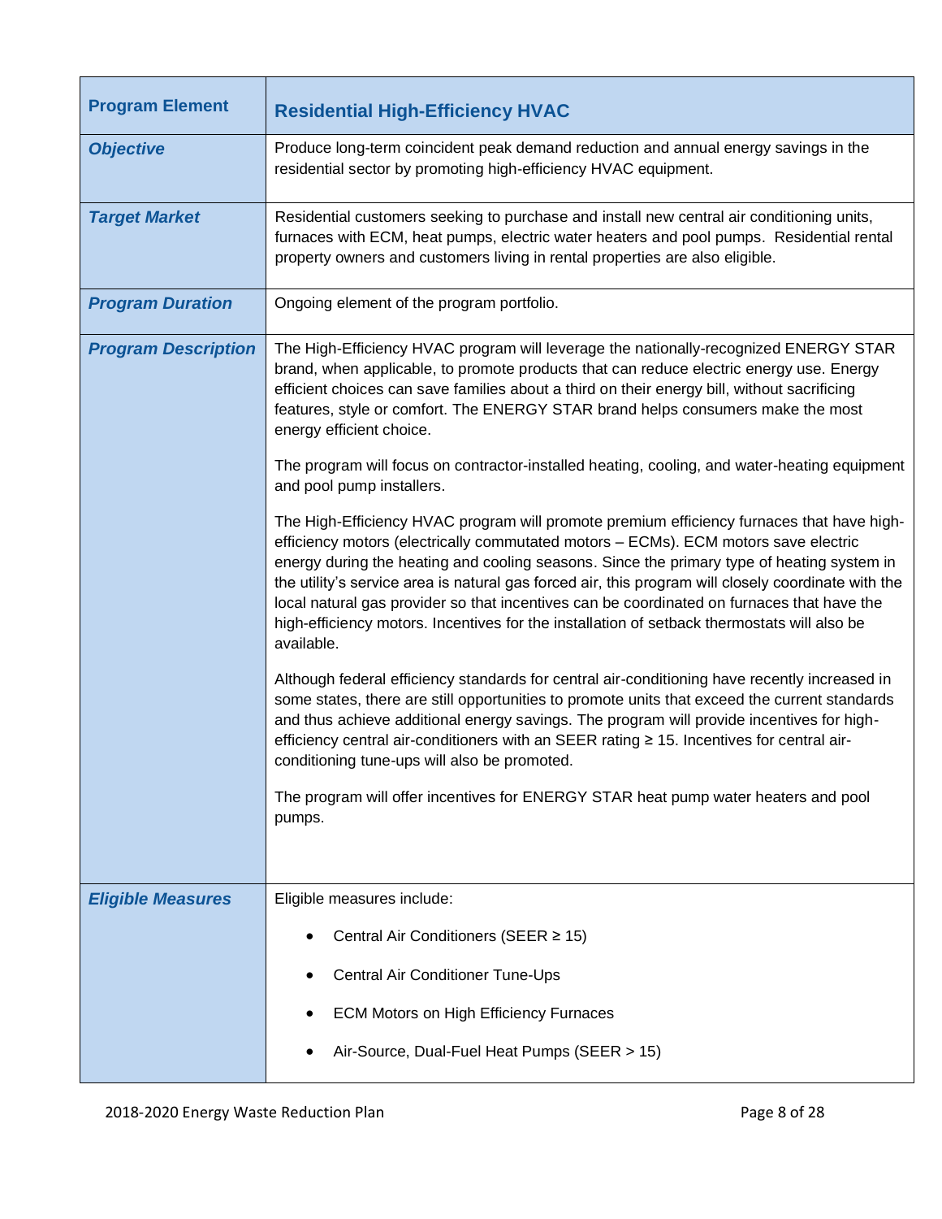| Program Element | Residential High-Efficiency HVAC |
|---|---|
| ***Objective*** | Produce long-term coincident peak demand reduction and annual energy savings in the residential sector by promoting high-efficiency HVAC equipment. |
| ***Target Market*** | Residential customers seeking to purchase and install new central air conditioning units, furnaces with ECM, heat pumps, electric water heaters and pool pumps. Residential rental property owners and customers living in rental properties are also eligible. |
| ***Program Duration*** | Ongoing element of the program portfolio. |
| ***Program Description*** | The High-Efficiency HVAC program will leverage the nationally-recognized ENERGY STAR brand, when applicable, to promote products that can reduce electric energy use. Energy efficient choices can save families about a third on their energy bill, without sacrificing features, style or comfort. The ENERGY STAR brand helps consumers make the most energy efficient choice.<br><br>The program will focus on contractor-installed heating, cooling, and water-heating equipment and pool pump installers.<br><br>The High-Efficiency HVAC program will promote premium efficiency furnaces that have high-efficiency motors (electrically commutated motors – ECMs). ECM motors save electric energy during the heating and cooling seasons. Since the primary type of heating system in the utility's service area is natural gas forced air, this program will closely coordinate with the local natural gas provider so that incentives can be coordinated on furnaces that have the high-efficiency motors. Incentives for the installation of setback thermostats will also be available.<br><br>Although federal efficiency standards for central air-conditioning have recently increased in some states, there are still opportunities to promote units that exceed the current standards and thus achieve additional energy savings. The program will provide incentives for high-efficiency central air-conditioners with an SEER rating ≥ 15. Incentives for central air-conditioning tune-ups will also be promoted.<br><br>The program will offer incentives for ENERGY STAR heat pump water heaters and pool pumps. |
| ***Eligible Measures*** | Eligible measures include:<br><br>• Central Air Conditioners (SEER ≥ 15)<br>• Central Air Conditioner Tune-Ups<br>• ECM Motors on High Efficiency Furnaces<br>• Air-Source, Dual-Fuel Heat Pumps (SEER > 15) |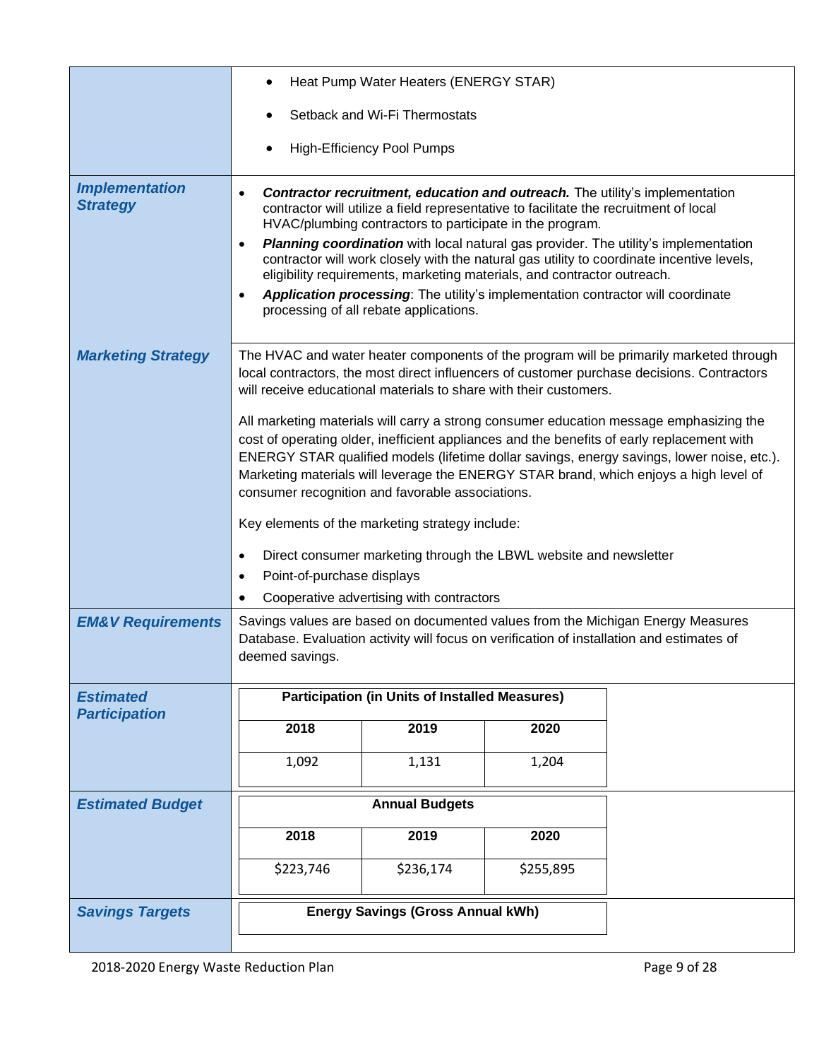| | |
|---|---|
| | • Heat Pump Water Heaters (ENERGY STAR)<br>• Setback and Wi-Fi Thermostats<br>• High-Efficiency Pool Pumps |
| ***Implementation Strategy*** | • ***Contractor recruitment, education and outreach.*** The utility's implementation contractor will utilize a field representative to facilitate the recruitment of local HVAC/plumbing contractors to participate in the program.<br>• ***Planning coordination*** with local natural gas provider. The utility's implementation contractor will work closely with the natural gas utility to coordinate incentive levels, eligibility requirements, marketing materials, and contractor outreach.<br>• ***Application processing***: The utility's implementation contractor will coordinate processing of all rebate applications. |
| ***Marketing Strategy*** | The HVAC and water heater components of the program will be primarily marketed through local contractors, the most direct influencers of customer purchase decisions. Contractors will receive educational materials to share with their customers.<br><br>All marketing materials will carry a strong consumer education message emphasizing the cost of operating older, inefficient appliances and the benefits of early replacement with ENERGY STAR qualified models (lifetime dollar savings, energy savings, lower noise, etc.). Marketing materials will leverage the ENERGY STAR brand, which enjoys a high level of consumer recognition and favorable associations.<br><br>Key elements of the marketing strategy include:<br>• Direct consumer marketing through the LBWL website and newsletter<br>• Point-of-purchase displays<br>• Cooperative advertising with contractors |
| ***EM&V Requirements*** | Savings values are based on documented values from the Michigan Energy Measures Database. Evaluation activity will focus on verification of installation and estimates of deemed savings. |
| ***Estimated Participation*** | **Participation (in Units of Installed Measures)**<br>**2018**: 1,092 · **2019**: 1,131 · **2020**: 1,204 |
| ***Estimated Budget*** | **Annual Budgets**<br>**2018**: $223,746 · **2019**: $236,174 · **2020**: $255,895 |
| ***Savings Targets*** | **Energy Savings (Gross Annual kWh)** |

**Estimated Participation**

| Participation (in Units of Installed Measures) | | |
|---|---|---|
| **2018** | **2019** | **2020** |
| 1,092 | 1,131 | 1,204 |

**Estimated Budget**

| Annual Budgets | | |
|---|---|---|
| **2018** | **2019** | **2020** |
| $223,746 | $236,174 | $255,895 |

**Savings Targets**

| Energy Savings (Gross Annual kWh) |
|---|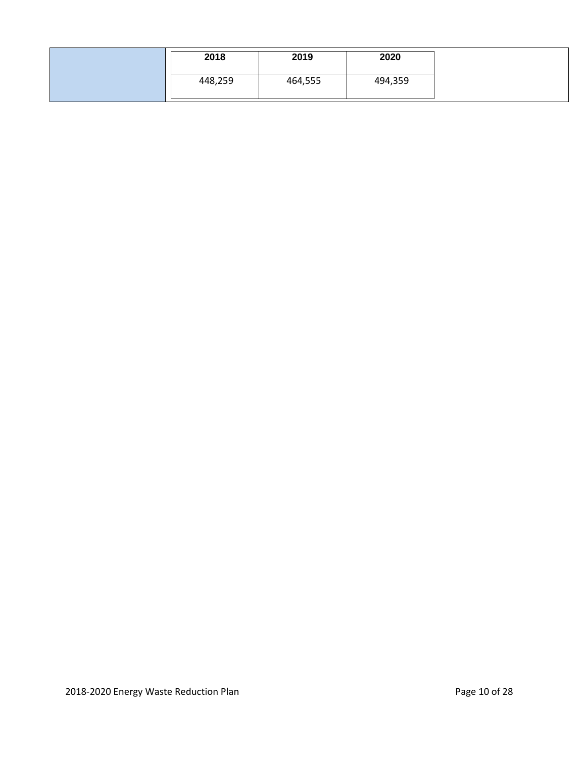| 2018 | 2019 | 2020 |
|---|---|---|
| 448,259 | 464,555 | 494,359 |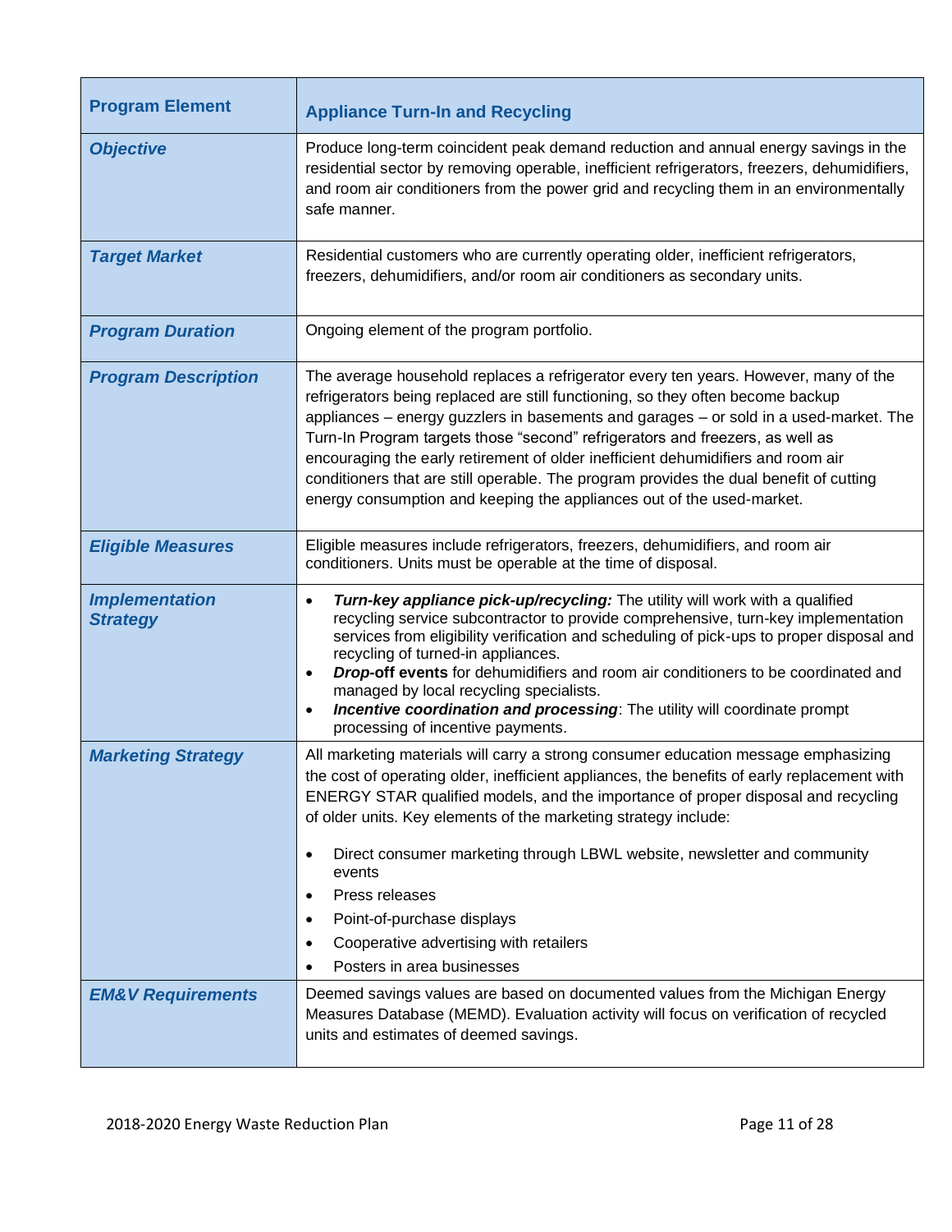| Program Element | Appliance Turn-In and Recycling |
|---|---|
| ***Objective*** | Produce long-term coincident peak demand reduction and annual energy savings in the residential sector by removing operable, inefficient refrigerators, freezers, dehumidifiers, and room air conditioners from the power grid and recycling them in an environmentally safe manner. |
| ***Target Market*** | Residential customers who are currently operating older, inefficient refrigerators, freezers, dehumidifiers, and/or room air conditioners as secondary units. |
| ***Program Duration*** | Ongoing element of the program portfolio. |
| ***Program Description*** | The average household replaces a refrigerator every ten years. However, many of the refrigerators being replaced are still functioning, so they often become backup appliances – energy guzzlers in basements and garages – or sold in a used-market. The Turn-In Program targets those "second" refrigerators and freezers, as well as encouraging the early retirement of older inefficient dehumidifiers and room air conditioners that are still operable. The program provides the dual benefit of cutting energy consumption and keeping the appliances out of the used-market. |
| ***Eligible Measures*** | Eligible measures include refrigerators, freezers, dehumidifiers, and room air conditioners. Units must be operable at the time of disposal. |
| ***Implementation Strategy*** | • ***Turn-key appliance pick-up/recycling:*** The utility will work with a qualified recycling service subcontractor to provide comprehensive, turn-key implementation services from eligibility verification and scheduling of pick-ups to proper disposal and recycling of turned-in appliances.<br>• ***Drop-*****off events** for dehumidifiers and room air conditioners to be coordinated and managed by local recycling specialists.<br>• ***Incentive coordination and processing***: The utility will coordinate prompt processing of incentive payments. |
| ***Marketing Strategy*** | All marketing materials will carry a strong consumer education message emphasizing the cost of operating older, inefficient appliances, the benefits of early replacement with ENERGY STAR qualified models, and the importance of proper disposal and recycling of older units. Key elements of the marketing strategy include:<br>• Direct consumer marketing through LBWL website, newsletter and community events<br>• Press releases<br>• Point-of-purchase displays<br>• Cooperative advertising with retailers<br>• Posters in area businesses |
| ***EM&V Requirements*** | Deemed savings values are based on documented values from the Michigan Energy Measures Database (MEMD). Evaluation activity will focus on verification of recycled units and estimates of deemed savings. |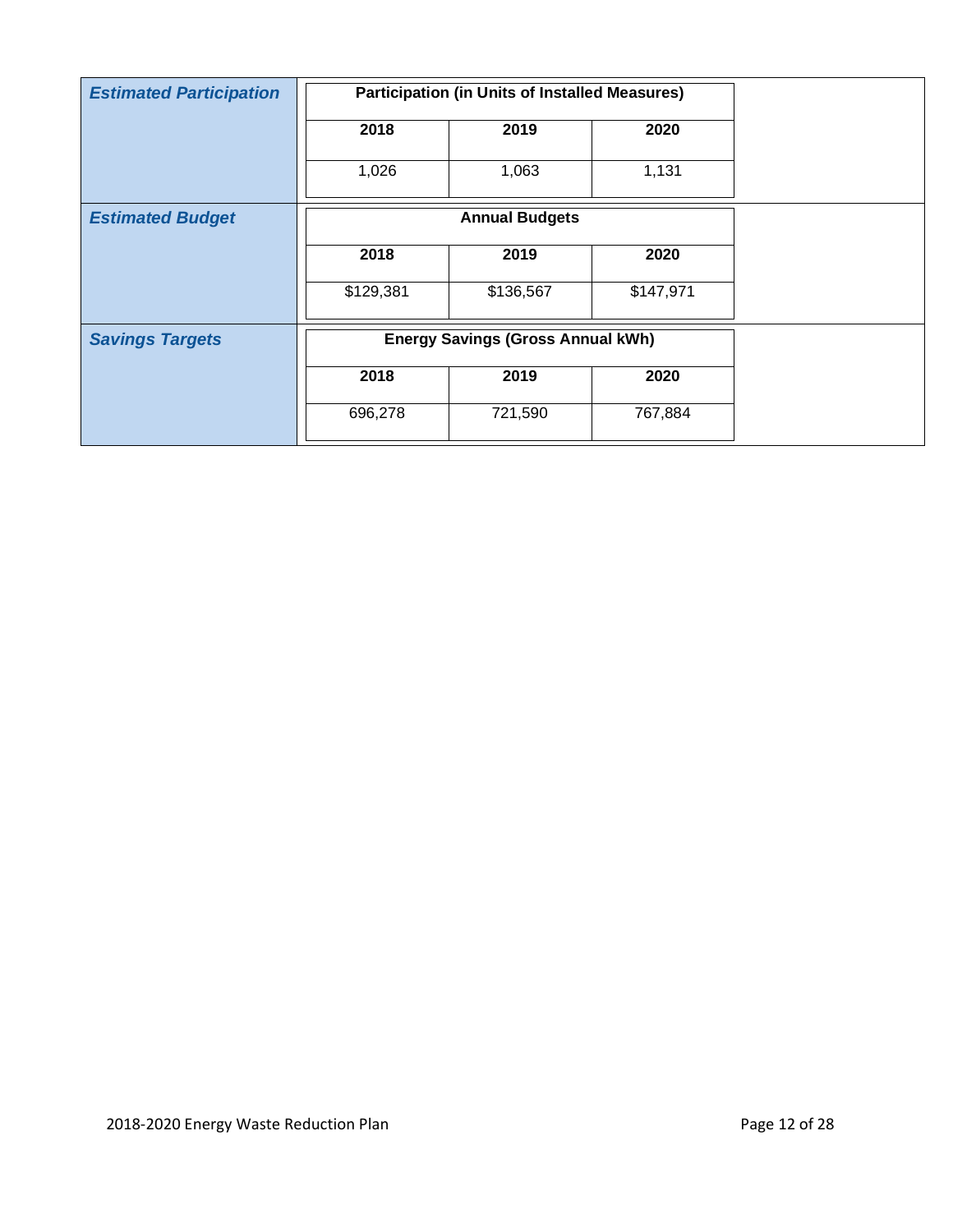| | | | |
|---|---|---|---|
| ***Estimated Participation*** | **Participation (in Units of Installed Measures)** | | |
| | **2018** | **2019** | **2020** |
| | 1,026 | 1,063 | 1,131 |
| ***Estimated Budget*** | **Annual Budgets** | | |
| | **2018** | **2019** | **2020** |
| | $129,381 | $136,567 | $147,971 |
| ***Savings Targets*** | **Energy Savings (Gross Annual kWh)** | | |
| | **2018** | **2019** | **2020** |
| | 696,278 | 721,590 | 767,884 |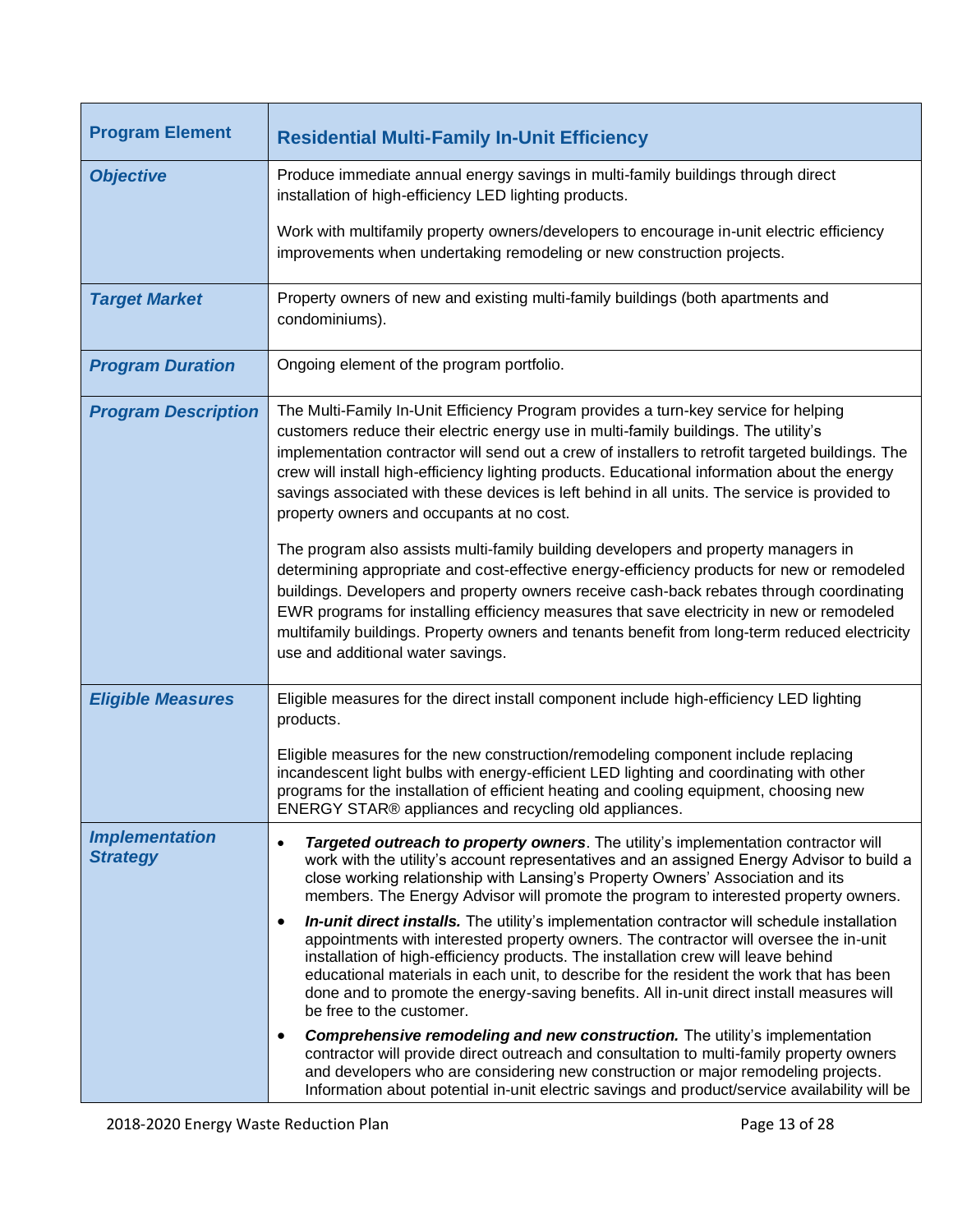| Program Element | Residential Multi-Family In-Unit Efficiency |
| --- | --- |
| ***Objective*** | Produce immediate annual energy savings in multi-family buildings through direct installation of high-efficiency LED lighting products.<br><br>Work with multifamily property owners/developers to encourage in-unit electric efficiency improvements when undertaking remodeling or new construction projects. |
| ***Target Market*** | Property owners of new and existing multi-family buildings (both apartments and condominiums). |
| ***Program Duration*** | Ongoing element of the program portfolio. |
| ***Program Description*** | The Multi-Family In-Unit Efficiency Program provides a turn-key service for helping customers reduce their electric energy use in multi-family buildings. The utility's implementation contractor will send out a crew of installers to retrofit targeted buildings. The crew will install high-efficiency lighting products. Educational information about the energy savings associated with these devices is left behind in all units. The service is provided to property owners and occupants at no cost.<br><br>The program also assists multi-family building developers and property managers in determining appropriate and cost-effective energy-efficiency products for new or remodeled buildings. Developers and property owners receive cash-back rebates through coordinating EWR programs for installing efficiency measures that save electricity in new or remodeled multifamily buildings. Property owners and tenants benefit from long-term reduced electricity use and additional water savings. |
| ***Eligible Measures*** | Eligible measures for the direct install component include high-efficiency LED lighting products.<br><br>Eligible measures for the new construction/remodeling component include replacing incandescent light bulbs with energy-efficient LED lighting and coordinating with other programs for the installation of efficient heating and cooling equipment, choosing new ENERGY STAR® appliances and recycling old appliances. |
| ***Implementation Strategy*** | • ***Targeted outreach to property owners***. The utility's implementation contractor will work with the utility's account representatives and an assigned Energy Advisor to build a close working relationship with Lansing's Property Owners' Association and its members. The Energy Advisor will promote the program to interested property owners.<br>• ***In-unit direct installs.*** The utility's implementation contractor will schedule installation appointments with interested property owners. The contractor will oversee the in-unit installation of high-efficiency products. The installation crew will leave behind educational materials in each unit, to describe for the resident the work that has been done and to promote the energy-saving benefits. All in-unit direct install measures will be free to the customer.<br>• ***Comprehensive remodeling and new construction.*** The utility's implementation contractor will provide direct outreach and consultation to multi-family property owners and developers who are considering new construction or major remodeling projects. Information about potential in-unit electric savings and product/service availability will be |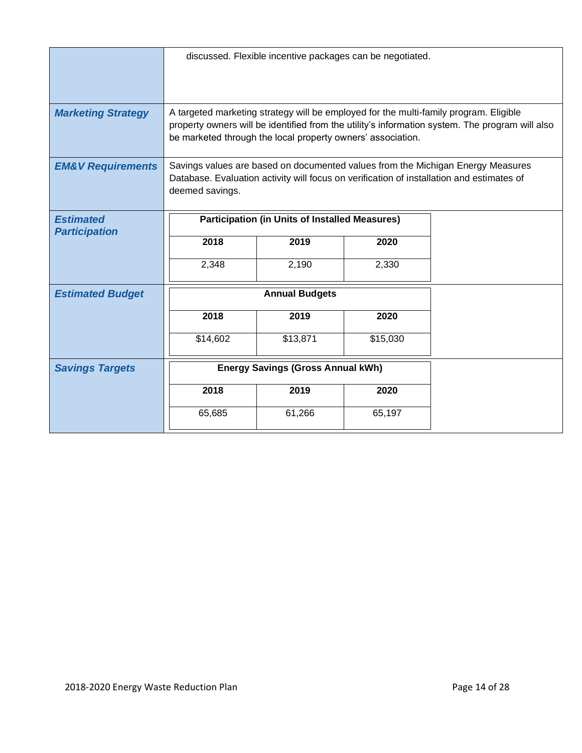| | |
|---|---|
| | discussed. Flexible incentive packages can be negotiated. |
| ***Marketing Strategy*** | A targeted marketing strategy will be employed for the multi-family program. Eligible property owners will be identified from the utility's information system. The program will also be marketed through the local property owners' association. |
| ***EM&V Requirements*** | Savings values are based on documented values from the Michigan Energy Measures Database. Evaluation activity will focus on verification of installation and estimates of deemed savings. |

***Estimated Participation***

| Participation (in Units of Installed Measures) | | |
|---|---|---|
| **2018** | **2019** | **2020** |
| 2,348 | 2,190 | 2,330 |

***Estimated Budget***

| Annual Budgets | | |
|---|---|---|
| **2018** | **2019** | **2020** |
| $14,602 | $13,871 | $15,030 |

***Savings Targets***

| Energy Savings (Gross Annual kWh) | | |
|---|---|---|
| **2018** | **2019** | **2020** |
| 65,685 | 61,266 | 65,197 |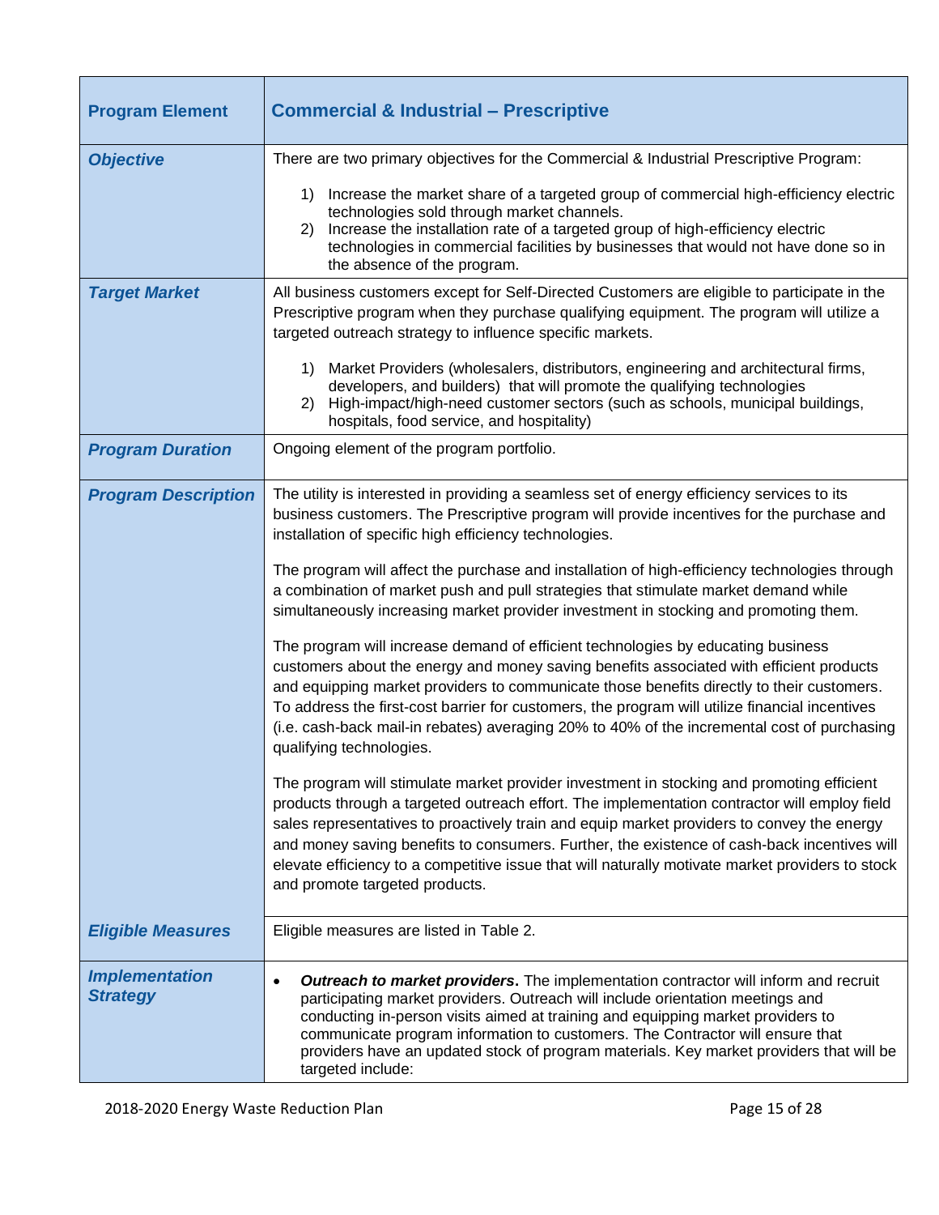| Program Element | Commercial & Industrial – Prescriptive |
|---|---|
| ***Objective*** | There are two primary objectives for the Commercial & Industrial Prescriptive Program:<br><br>1) Increase the market share of a targeted group of commercial high-efficiency electric technologies sold through market channels.<br>2) Increase the installation rate of a targeted group of high-efficiency electric technologies in commercial facilities by businesses that would not have done so in the absence of the program. |
| ***Target Market*** | All business customers except for Self-Directed Customers are eligible to participate in the Prescriptive program when they purchase qualifying equipment. The program will utilize a targeted outreach strategy to influence specific markets.<br><br>1) Market Providers (wholesalers, distributors, engineering and architectural firms, developers, and builders) that will promote the qualifying technologies<br>2) High-impact/high-need customer sectors (such as schools, municipal buildings, hospitals, food service, and hospitality) |
| ***Program Duration*** | Ongoing element of the program portfolio. |
| ***Program Description*** | The utility is interested in providing a seamless set of energy efficiency services to its business customers. The Prescriptive program will provide incentives for the purchase and installation of specific high efficiency technologies.<br><br>The program will affect the purchase and installation of high-efficiency technologies through a combination of market push and pull strategies that stimulate market demand while simultaneously increasing market provider investment in stocking and promoting them.<br><br>The program will increase demand of efficient technologies by educating business customers about the energy and money saving benefits associated with efficient products and equipping market providers to communicate those benefits directly to their customers. To address the first-cost barrier for customers, the program will utilize financial incentives (i.e. cash-back mail-in rebates) averaging 20% to 40% of the incremental cost of purchasing qualifying technologies.<br><br>The program will stimulate market provider investment in stocking and promoting efficient products through a targeted outreach effort. The implementation contractor will employ field sales representatives to proactively train and equip market providers to convey the energy and money saving benefits to consumers. Further, the existence of cash-back incentives will elevate efficiency to a competitive issue that will naturally motivate market providers to stock and promote targeted products. |
| ***Eligible Measures*** | Eligible measures are listed in Table 2. |
| ***Implementation Strategy*** | • ***Outreach to market providers*.** The implementation contractor will inform and recruit participating market providers. Outreach will include orientation meetings and conducting in-person visits aimed at training and equipping market providers to communicate program information to customers. The Contractor will ensure that providers have an updated stock of program materials. Key market providers that will be targeted include: |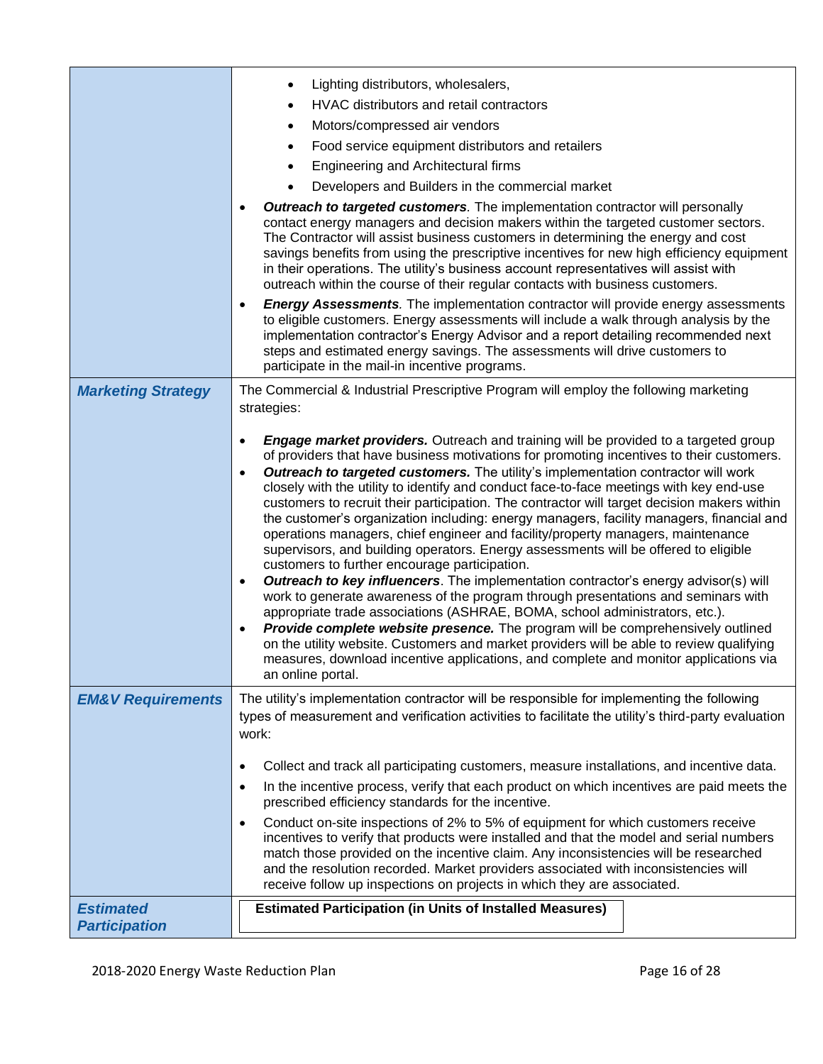| | |
|---|---|
| | <ul><li>Lighting distributors, wholesalers,</li><li>HVAC distributors and retail contractors</li><li>Motors/compressed air vendors</li><li>Food service equipment distributors and retailers</li><li>Engineering and Architectural firms</li><li>Developers and Builders in the commercial market</li></ul><ul><li>***Outreach to targeted customers***. The implementation contractor will personally contact energy managers and decision makers within the targeted customer sectors. The Contractor will assist business customers in determining the energy and cost savings benefits from using the prescriptive incentives for new high efficiency equipment in their operations. The utility's business account representatives will assist with outreach within the course of their regular contacts with business customers.</li><li>***Energy Assessments***. The implementation contractor will provide energy assessments to eligible customers. Energy assessments will include a walk through analysis by the implementation contractor's Energy Advisor and a report detailing recommended next steps and estimated energy savings. The assessments will drive customers to participate in the mail-in incentive programs.</li></ul> |
| ***Marketing Strategy*** | The Commercial & Industrial Prescriptive Program will employ the following marketing strategies:<ul><li>***Engage market providers.*** Outreach and training will be provided to a targeted group of providers that have business motivations for promoting incentives to their customers.</li><li>***Outreach to targeted customers.*** The utility's implementation contractor will work closely with the utility to identify and conduct face-to-face meetings with key end-use customers to recruit their participation. The contractor will target decision makers within the customer's organization including: energy managers, facility managers, financial and operations managers, chief engineer and facility/property managers, maintenance supervisors, and building operators. Energy assessments will be offered to eligible customers to further encourage participation.</li><li>***Outreach to key influencers***. The implementation contractor's energy advisor(s) will work to generate awareness of the program through presentations and seminars with appropriate trade associations (ASHRAE, BOMA, school administrators, etc.).</li><li>***Provide complete website presence.*** The program will be comprehensively outlined on the utility website. Customers and market providers will be able to review qualifying measures, download incentive applications, and complete and monitor applications via an online portal.</li></ul> |
| ***EM&V Requirements*** | The utility's implementation contractor will be responsible for implementing the following types of measurement and verification activities to facilitate the utility's third-party evaluation work:<ul><li>Collect and track all participating customers, measure installations, and incentive data.</li><li>In the incentive process, verify that each product on which incentives are paid meets the prescribed efficiency standards for the incentive.</li><li>Conduct on-site inspections of 2% to 5% of equipment for which customers receive incentives to verify that products were installed and that the model and serial numbers match those provided on the incentive claim. Any inconsistencies will be researched and the resolution recorded. Market providers associated with inconsistencies will receive follow up inspections on projects in which they are associated.</li></ul> |
| ***Estimated Participation*** | **Estimated Participation (in Units of Installed Measures)** |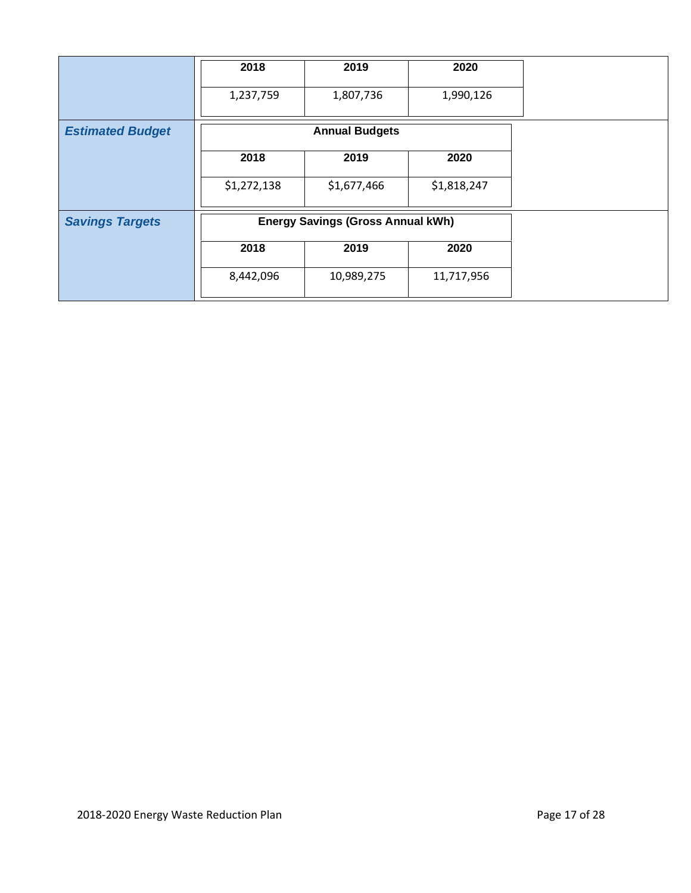| | | | |
|---|---|---|---|
| | **2018** | **2019** | **2020** |
| | 1,237,759 | 1,807,736 | 1,990,126 |
| ***Estimated Budget*** | **Annual Budgets** | | |
| | **2018** | **2019** | **2020** |
| | $1,272,138 | $1,677,466 | $1,818,247 |
| ***Savings Targets*** | **Energy Savings (Gross Annual kWh)** | | |
| | **2018** | **2019** | **2020** |
| | 8,442,096 | 10,989,275 | 11,717,956 |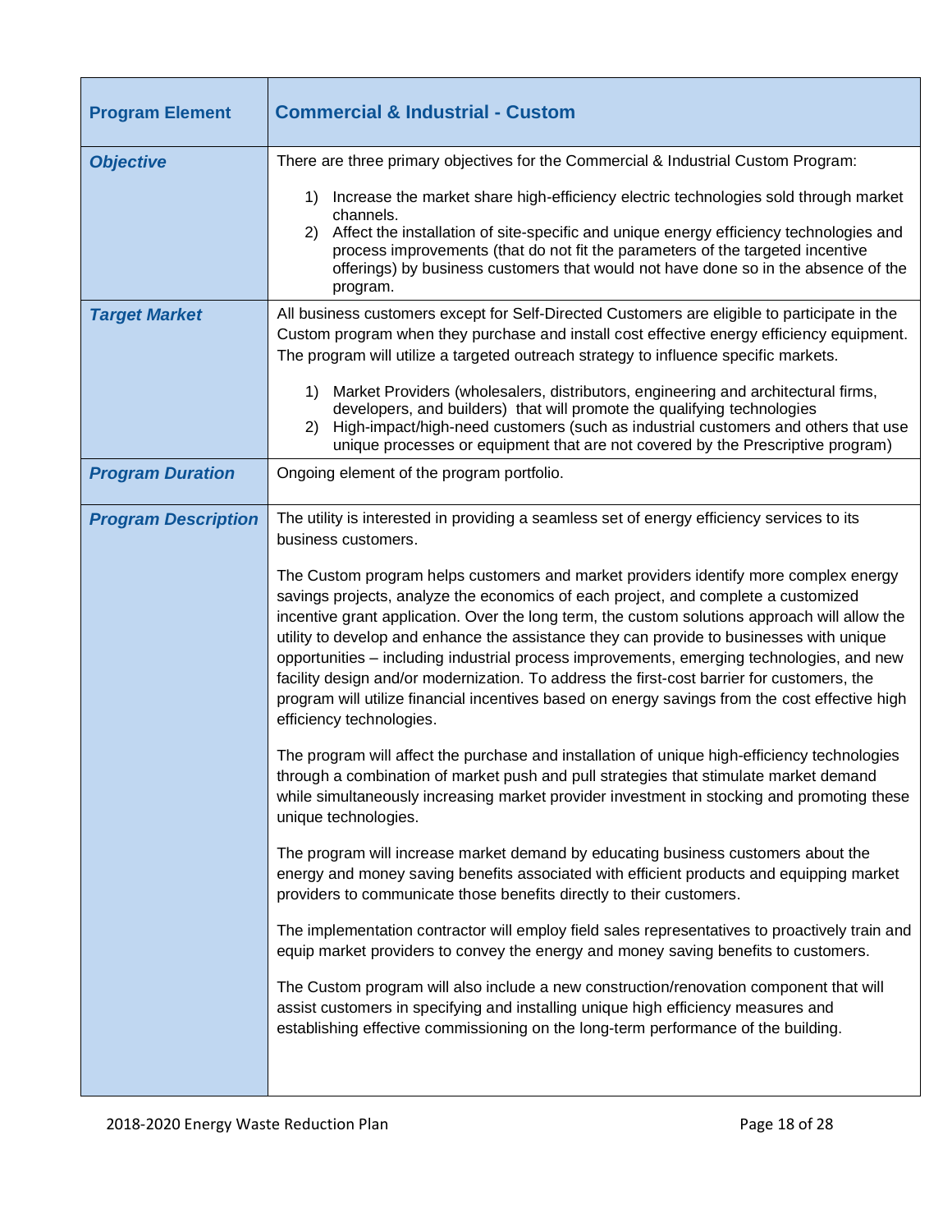| Program Element | Commercial & Industrial - Custom |
|---|---|
| ***Objective*** | There are three primary objectives for the Commercial & Industrial Custom Program:<br><br>1) Increase the market share high-efficiency electric technologies sold through market channels.<br>2) Affect the installation of site-specific and unique energy efficiency technologies and process improvements (that do not fit the parameters of the targeted incentive offerings) by business customers that would not have done so in the absence of the program. |
| ***Target Market*** | All business customers except for Self-Directed Customers are eligible to participate in the Custom program when they purchase and install cost effective energy efficiency equipment. The program will utilize a targeted outreach strategy to influence specific markets.<br><br>1) Market Providers (wholesalers, distributors, engineering and architectural firms, developers, and builders) that will promote the qualifying technologies<br>2) High-impact/high-need customers (such as industrial customers and others that use unique processes or equipment that are not covered by the Prescriptive program) |
| ***Program Duration*** | Ongoing element of the program portfolio. |
| ***Program Description*** | The utility is interested in providing a seamless set of energy efficiency services to its business customers.<br><br>The Custom program helps customers and market providers identify more complex energy savings projects, analyze the economics of each project, and complete a customized incentive grant application. Over the long term, the custom solutions approach will allow the utility to develop and enhance the assistance they can provide to businesses with unique opportunities – including industrial process improvements, emerging technologies, and new facility design and/or modernization. To address the first-cost barrier for customers, the program will utilize financial incentives based on energy savings from the cost effective high efficiency technologies.<br><br>The program will affect the purchase and installation of unique high-efficiency technologies through a combination of market push and pull strategies that stimulate market demand while simultaneously increasing market provider investment in stocking and promoting these unique technologies.<br><br>The program will increase market demand by educating business customers about the energy and money saving benefits associated with efficient products and equipping market providers to communicate those benefits directly to their customers.<br><br>The implementation contractor will employ field sales representatives to proactively train and equip market providers to convey the energy and money saving benefits to customers.<br><br>The Custom program will also include a new construction/renovation component that will assist customers in specifying and installing unique high efficiency measures and establishing effective commissioning on the long-term performance of the building. |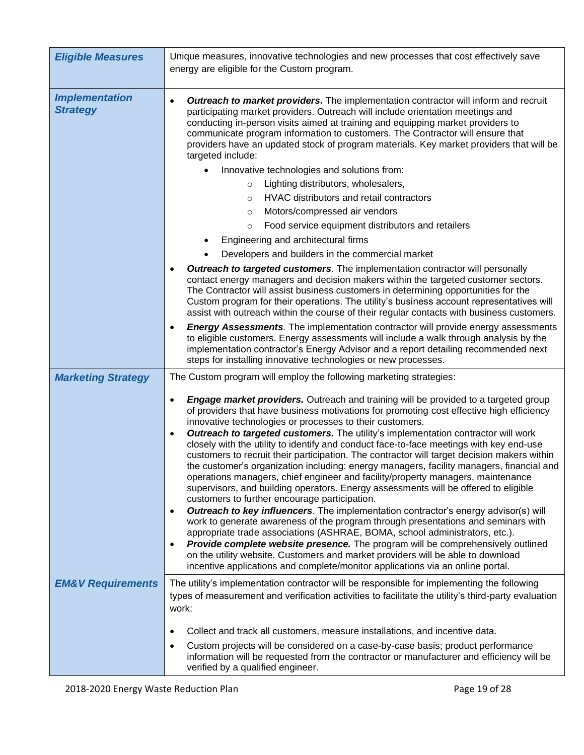| | |
|---|---|
| ***Eligible Measures*** | Unique measures, innovative technologies and new processes that cost effectively save energy are eligible for the Custom program. |
| ***Implementation Strategy*** | • ***Outreach to market providers*.** The implementation contractor will inform and recruit participating market providers. Outreach will include orientation meetings and conducting in-person visits aimed at training and equipping market providers to communicate program information to customers. The Contractor will ensure that providers have an updated stock of program materials. Key market providers that will be targeted include:<br>  • Innovative technologies and solutions from:<br>    ○ Lighting distributors, wholesalers,<br>    ○ HVAC distributors and retail contractors<br>    ○ Motors/compressed air vendors<br>    ○ Food service equipment distributors and retailers<br>  • Engineering and architectural firms<br>  • Developers and builders in the commercial market<br>• ***Outreach to targeted customers****.* The implementation contractor will personally contact energy managers and decision makers within the targeted customer sectors. The Contractor will assist business customers in determining opportunities for the Custom program for their operations. The utility's business account representatives will assist with outreach within the course of their regular contacts with business customers.<br>• ***Energy Assessments****.* The implementation contractor will provide energy assessments to eligible customers. Energy assessments will include a walk through analysis by the implementation contractor's Energy Advisor and a report detailing recommended next steps for installing innovative technologies or new processes. |
| ***Marketing Strategy*** | The Custom program will employ the following marketing strategies:<br><br>• ***Engage market providers.*** Outreach and training will be provided to a targeted group of providers that have business motivations for promoting cost effective high efficiency innovative technologies or processes to their customers.<br>• ***Outreach to targeted customers.*** The utility's implementation contractor will work closely with the utility to identify and conduct face-to-face meetings with key end-use customers to recruit their participation. The contractor will target decision makers within the customer's organization including: energy managers, facility managers, financial and operations managers, chief engineer and facility/property managers, maintenance supervisors, and building operators. Energy assessments will be offered to eligible customers to further encourage participation.<br>• ***Outreach to key influencers***. The implementation contractor's energy advisor(s) will work to generate awareness of the program through presentations and seminars with appropriate trade associations (ASHRAE, BOMA, school administrators, etc.).<br>• ***Provide complete website presence.*** The program will be comprehensively outlined on the utility website. Customers and market providers will be able to download incentive applications and complete/monitor applications via an online portal. |
| ***EM&V Requirements*** | The utility's implementation contractor will be responsible for implementing the following types of measurement and verification activities to facilitate the utility's third-party evaluation work:<br><br>• Collect and track all customers, measure installations, and incentive data.<br>• Custom projects will be considered on a case-by-case basis; product performance information will be requested from the contractor or manufacturer and efficiency will be verified by a qualified engineer. |

2018-2020 Energy Waste Reduction Plan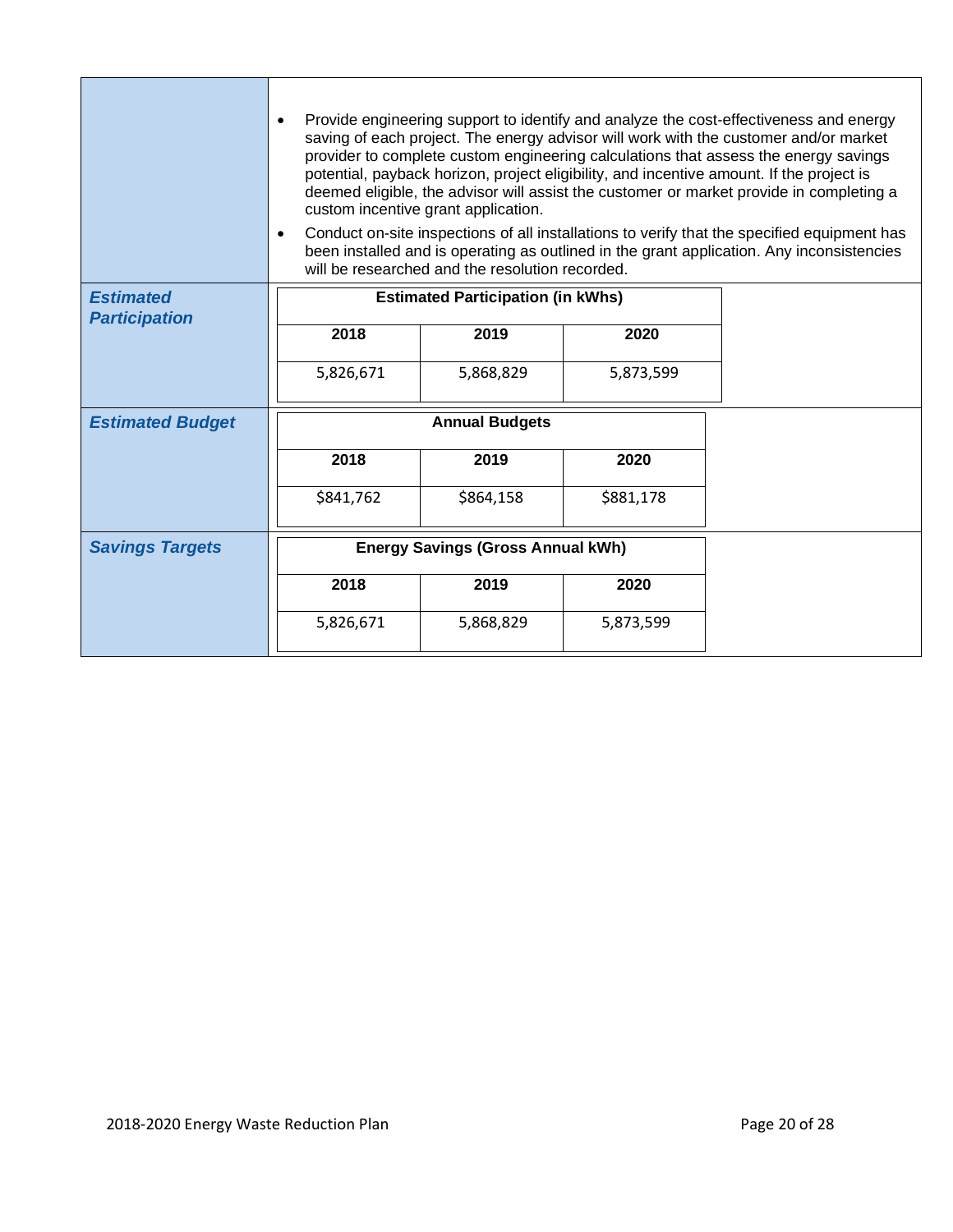| | |
|---|---|
| | • Provide engineering support to identify and analyze the cost-effectiveness and energy saving of each project. The energy advisor will work with the customer and/or market provider to complete custom engineering calculations that assess the energy savings potential, payback horizon, project eligibility, and incentive amount. If the project is deemed eligible, the advisor will assist the customer or market provide in completing a custom incentive grant application.<br>• Conduct on-site inspections of all installations to verify that the specified equipment has been installed and is operating as outlined in the grant application. Any inconsistencies will be researched and the resolution recorded. |
| ***Estimated Participation*** | **Estimated Participation (in kWhs)**<br>**2018**: 5,826,671<br>**2019**: 5,868,829<br>**2020**: 5,873,599 |
| ***Estimated Budget*** | **Annual Budgets**<br>**2018**: $841,762<br>**2019**: $864,158<br>**2020**: $881,178 |
| ***Savings Targets*** | **Energy Savings (Gross Annual kWh)**<br>**2018**: 5,826,671<br>**2019**: 5,868,829<br>**2020**: 5,873,599 |

**Estimated Participation (in kWhs)**

| 2018 | 2019 | 2020 |
|---|---|---|
| 5,826,671 | 5,868,829 | 5,873,599 |

**Annual Budgets**

| 2018 | 2019 | 2020 |
|---|---|---|
| $841,762 | $864,158 | $881,178 |

**Energy Savings (Gross Annual kWh)**

| 2018 | 2019 | 2020 |
|---|---|---|
| 5,826,671 | 5,868,829 | 5,873,599 |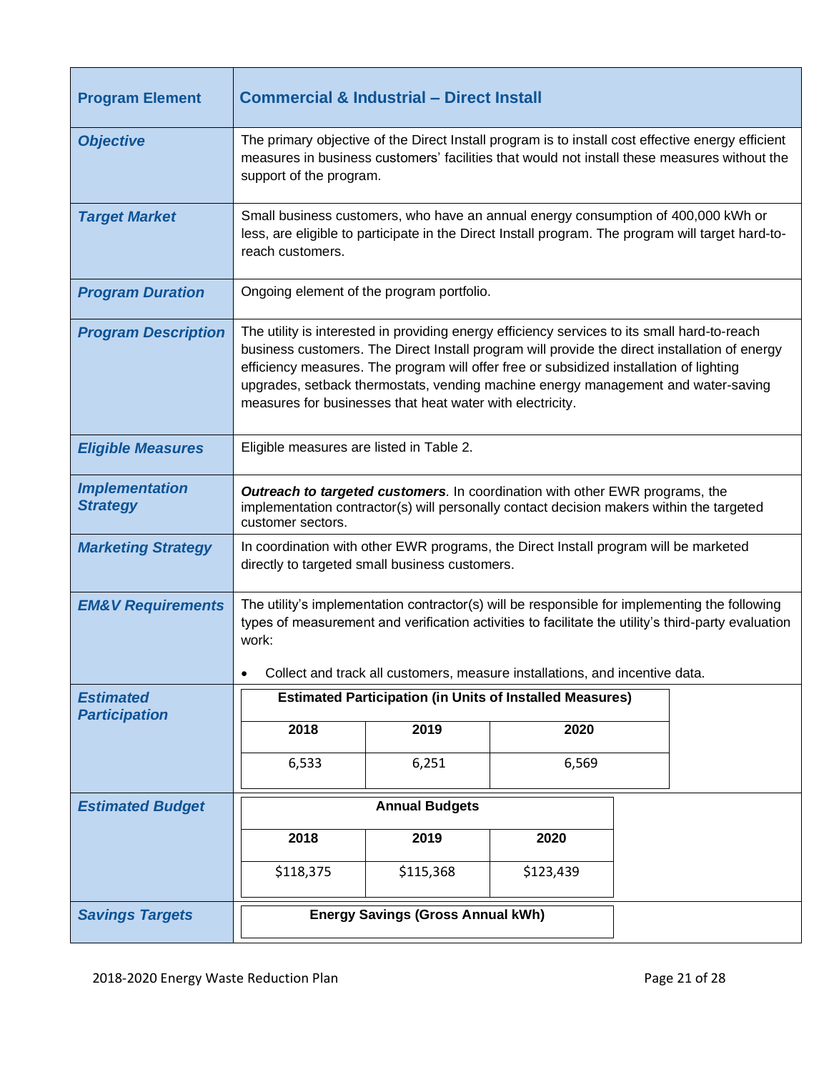| Program Element | Commercial & Industrial – Direct Install |
|---|---|
| ***Objective*** | The primary objective of the Direct Install program is to install cost effective energy efficient measures in business customers' facilities that would not install these measures without the support of the program. |
| ***Target Market*** | Small business customers, who have an annual energy consumption of 400,000 kWh or less, are eligible to participate in the Direct Install program. The program will target hard-to-reach customers. |
| ***Program Duration*** | Ongoing element of the program portfolio. |
| ***Program Description*** | The utility is interested in providing energy efficiency services to its small hard-to-reach business customers. The Direct Install program will provide the direct installation of energy efficiency measures. The program will offer free or subsidized installation of lighting upgrades, setback thermostats, vending machine energy management and water-saving measures for businesses that heat water with electricity. |
| ***Eligible Measures*** | Eligible measures are listed in Table 2. |
| ***Implementation Strategy*** | ***Outreach to targeted customers***. In coordination with other EWR programs, the implementation contractor(s) will personally contact decision makers within the targeted customer sectors. |
| ***Marketing Strategy*** | In coordination with other EWR programs, the Direct Install program will be marketed directly to targeted small business customers. |
| ***EM&V Requirements*** | The utility's implementation contractor(s) will be responsible for implementing the following types of measurement and verification activities to facilitate the utility's third-party evaluation work:<br><br>• Collect and track all customers, measure installations, and incentive data. |
| ***Estimated Participation*** | **Estimated Participation (in Units of Installed Measures)**<br>**2018**: 6,533<br>**2019**: 6,251<br>**2020**: 6,569 |
| ***Estimated Budget*** | **Annual Budgets**<br>**2018**: $118,375<br>**2019**: $115,368<br>**2020**: $123,439 |
| ***Savings Targets*** | **Energy Savings (Gross Annual kWh)** |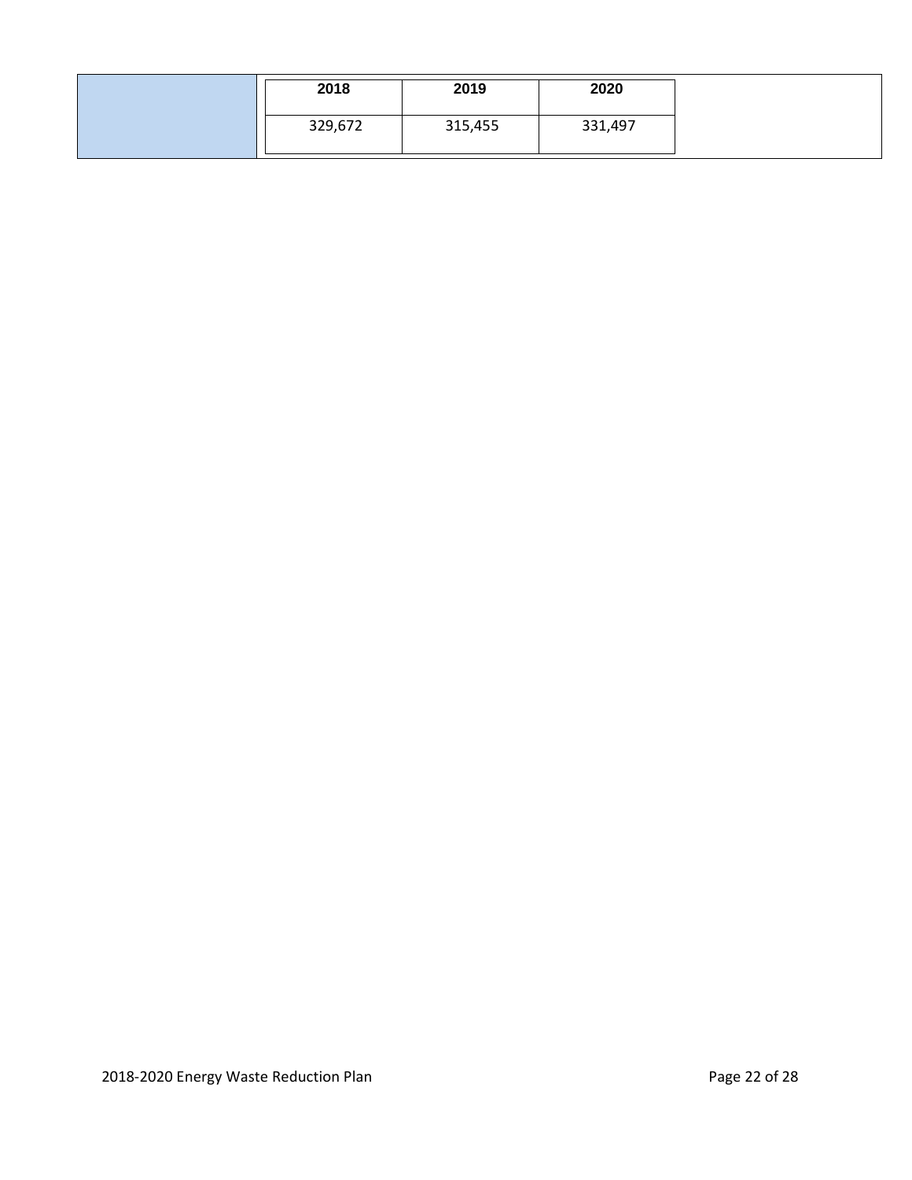| 2018 | 2019 | 2020 |
| --- | --- | --- |
| 329,672 | 315,455 | 331,497 |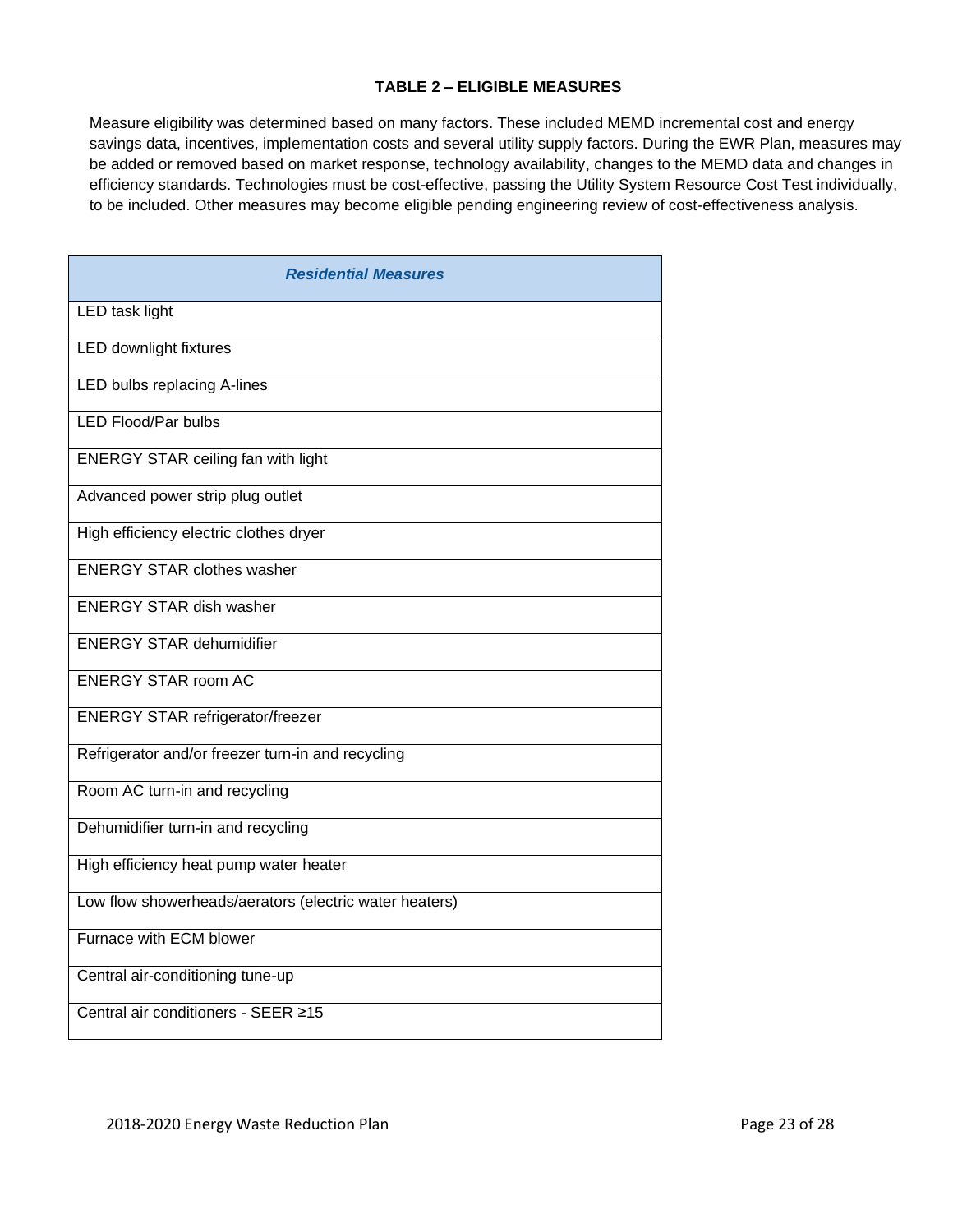**TABLE 2 – ELIGIBLE MEASURES**

Measure eligibility was determined based on many factors. These included MEMD incremental cost and energy savings data, incentives, implementation costs and several utility supply factors. During the EWR Plan, measures may be added or removed based on market response, technology availability, changes to the MEMD data and changes in efficiency standards. Technologies must be cost-effective, passing the Utility System Resource Cost Test individually, to be included. Other measures may become eligible pending engineering review of cost-effectiveness analysis.

| ***Residential Measures*** |
| --- |
| LED task light |
| LED downlight fixtures |
| LED bulbs replacing A-lines |
| LED Flood/Par bulbs |
| ENERGY STAR ceiling fan with light |
| Advanced power strip plug outlet |
| High efficiency electric clothes dryer |
| ENERGY STAR clothes washer |
| ENERGY STAR dish washer |
| ENERGY STAR dehumidifier |
| ENERGY STAR room AC |
| ENERGY STAR refrigerator/freezer |
| Refrigerator and/or freezer turn-in and recycling |
| Room AC turn-in and recycling |
| Dehumidifier turn-in and recycling |
| High efficiency heat pump water heater |
| Low flow showerheads/aerators (electric water heaters) |
| Furnace with ECM blower |
| Central air-conditioning tune-up |
| Central air conditioners - SEER ≥15 |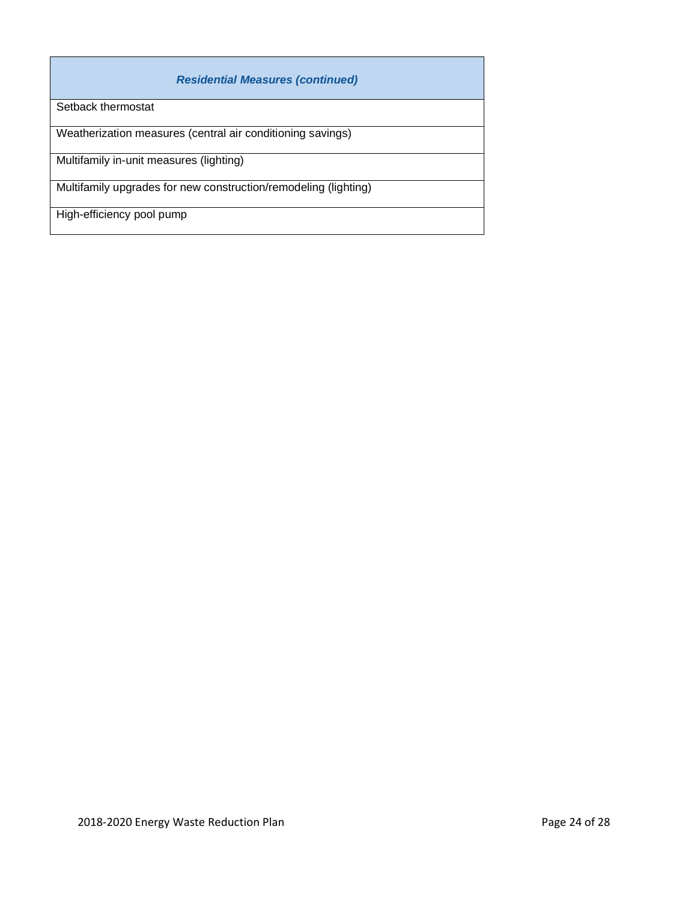| *Residential Measures (continued)* |
|---|
| Setback thermostat |
| Weatherization measures (central air conditioning savings) |
| Multifamily in-unit measures (lighting) |
| Multifamily upgrades for new construction/remodeling (lighting) |
| High-efficiency pool pump |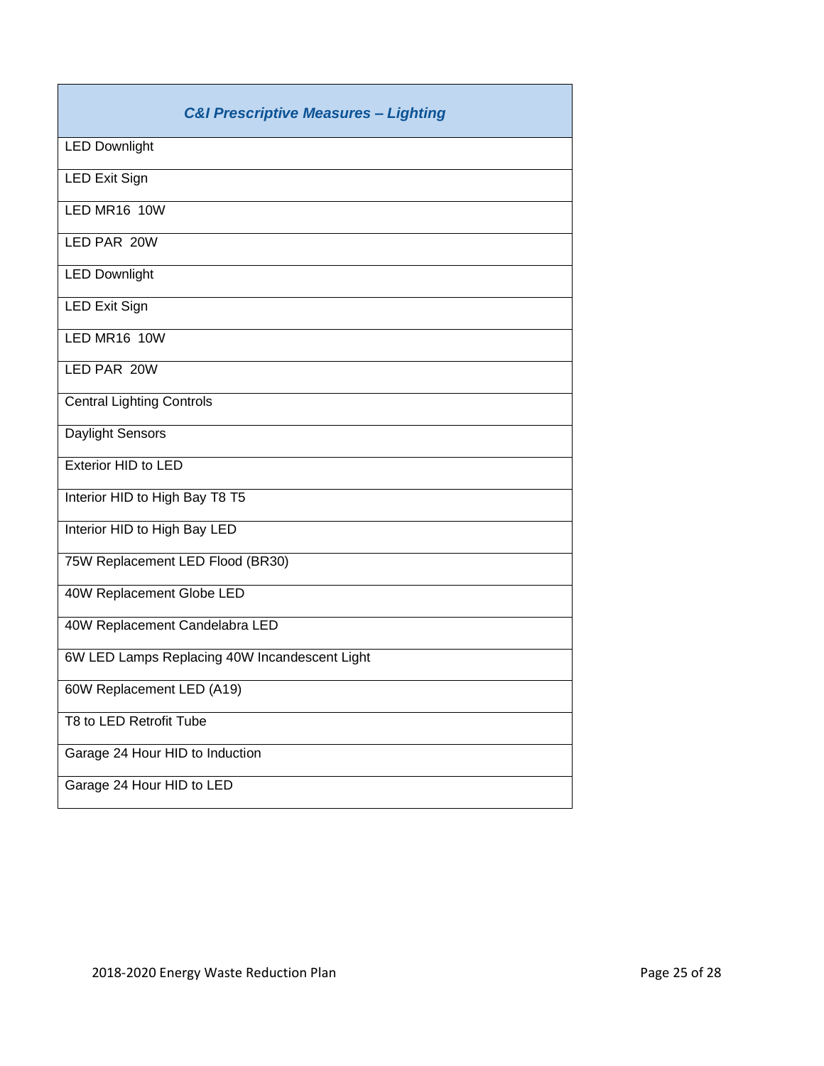| *C&I Prescriptive Measures – Lighting* |
|---|
| LED Downlight |
| LED Exit Sign |
| LED MR16 10W |
| LED PAR 20W |
| LED Downlight |
| LED Exit Sign |
| LED MR16 10W |
| LED PAR 20W |
| Central Lighting Controls |
| Daylight Sensors |
| Exterior HID to LED |
| Interior HID to High Bay T8 T5 |
| Interior HID to High Bay LED |
| 75W Replacement LED Flood (BR30) |
| 40W Replacement Globe LED |
| 40W Replacement Candelabra LED |
| 6W LED Lamps Replacing 40W Incandescent Light |
| 60W Replacement LED (A19) |
| T8 to LED Retrofit Tube |
| Garage 24 Hour HID to Induction |
| Garage 24 Hour HID to LED |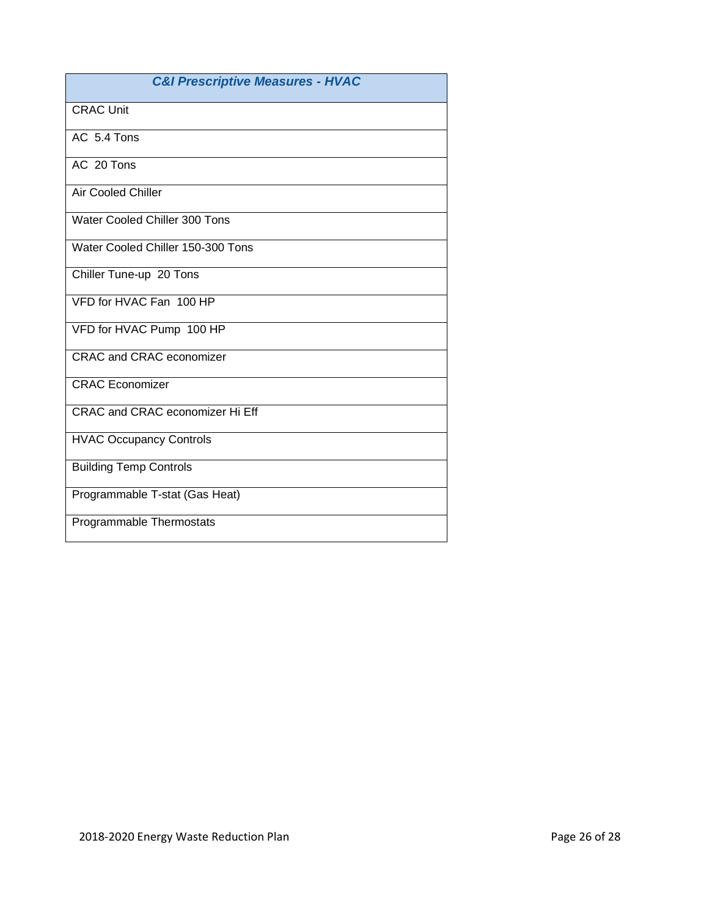| *C&I Prescriptive Measures - HVAC* |
|---|
| CRAC Unit |
| AC  5.4 Tons |
| AC  20 Tons |
| Air Cooled Chiller |
| Water Cooled Chiller 300 Tons |
| Water Cooled Chiller 150-300 Tons |
| Chiller Tune-up  20 Tons |
| VFD for HVAC Fan  100 HP |
| VFD for HVAC Pump  100 HP |
| CRAC and CRAC economizer |
| CRAC Economizer |
| CRAC and CRAC economizer Hi Eff |
| HVAC Occupancy Controls |
| Building Temp Controls |
| Programmable T-stat (Gas Heat) |
| Programmable Thermostats |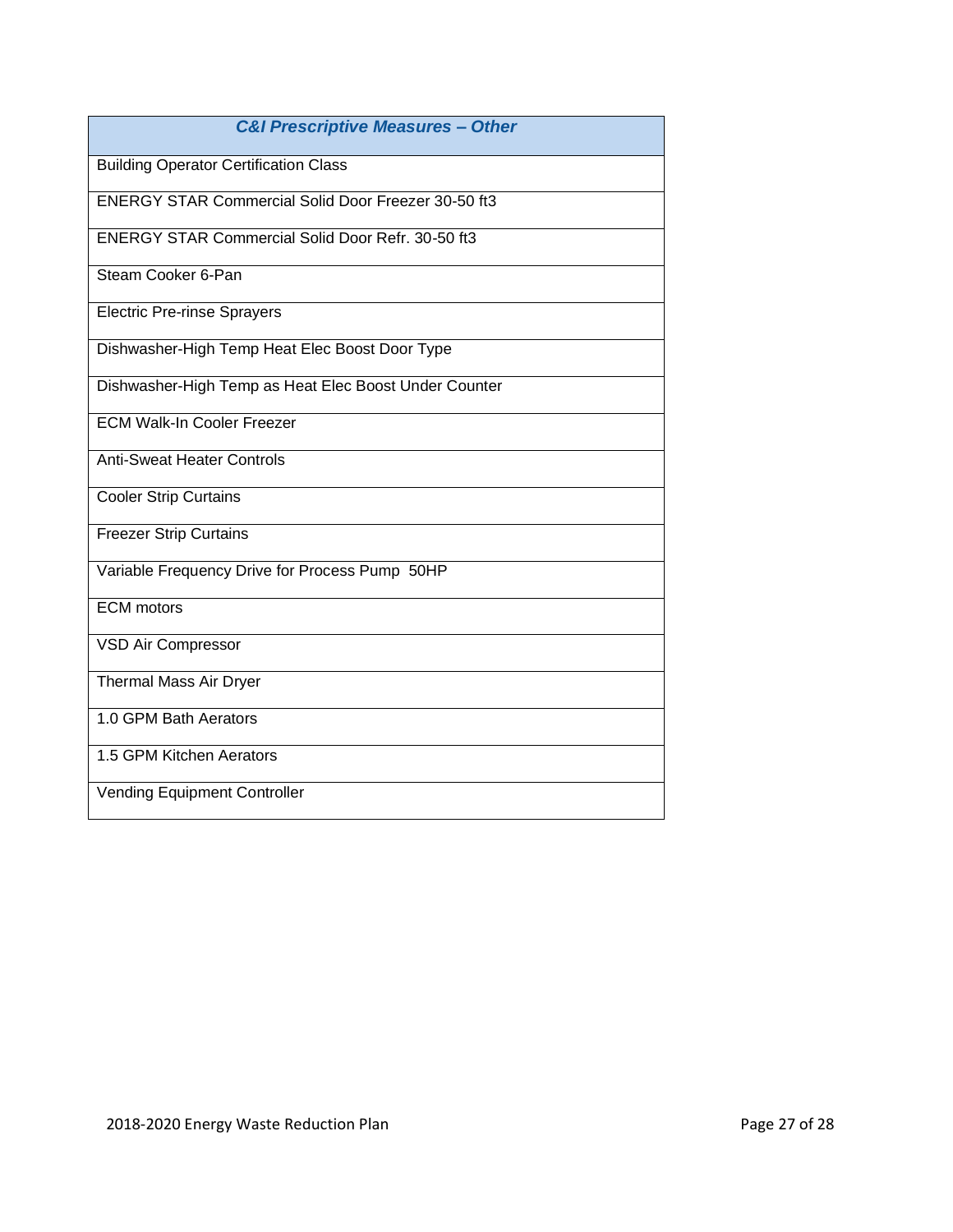| *C&I Prescriptive Measures – Other* |
| --- |
| Building Operator Certification Class |
| ENERGY STAR Commercial Solid Door Freezer 30-50 ft3 |
| ENERGY STAR Commercial Solid Door Refr. 30-50 ft3 |
| Steam Cooker 6-Pan |
| Electric Pre-rinse Sprayers |
| Dishwasher-High Temp Heat Elec Boost Door Type |
| Dishwasher-High Temp as Heat Elec Boost Under Counter |
| ECM Walk-In Cooler Freezer |
| Anti-Sweat Heater Controls |
| Cooler Strip Curtains |
| Freezer Strip Curtains |
| Variable Frequency Drive for Process Pump 50HP |
| ECM motors |
| VSD Air Compressor |
| Thermal Mass Air Dryer |
| 1.0 GPM Bath Aerators |
| 1.5 GPM Kitchen Aerators |
| Vending Equipment Controller |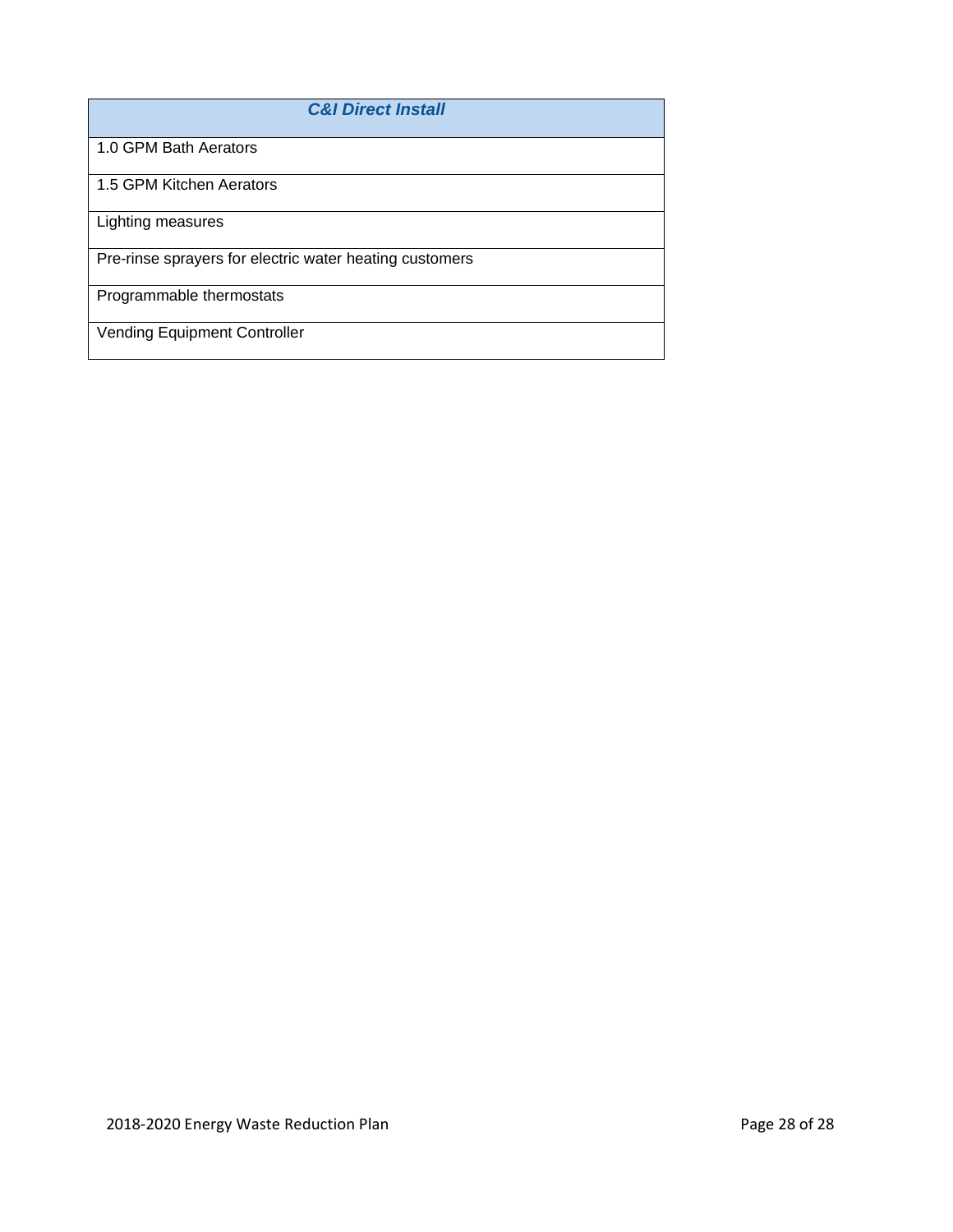| *C&I Direct Install* |
| --- |
| 1.0 GPM Bath Aerators |
| 1.5 GPM Kitchen Aerators |
| Lighting measures |
| Pre-rinse sprayers for electric water heating customers |
| Programmable thermostats |
| Vending Equipment Controller |